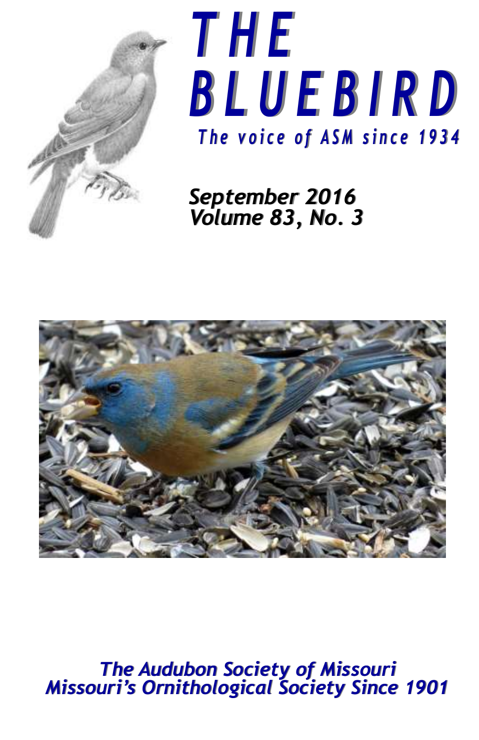# THE BLUEBIRD

*The voice of ASM since 1934*

***September 2016***
***Volume 83, No. 3***

***The Audubon Society of Missouri***
***Missouri's Ornithological Society Since 1901***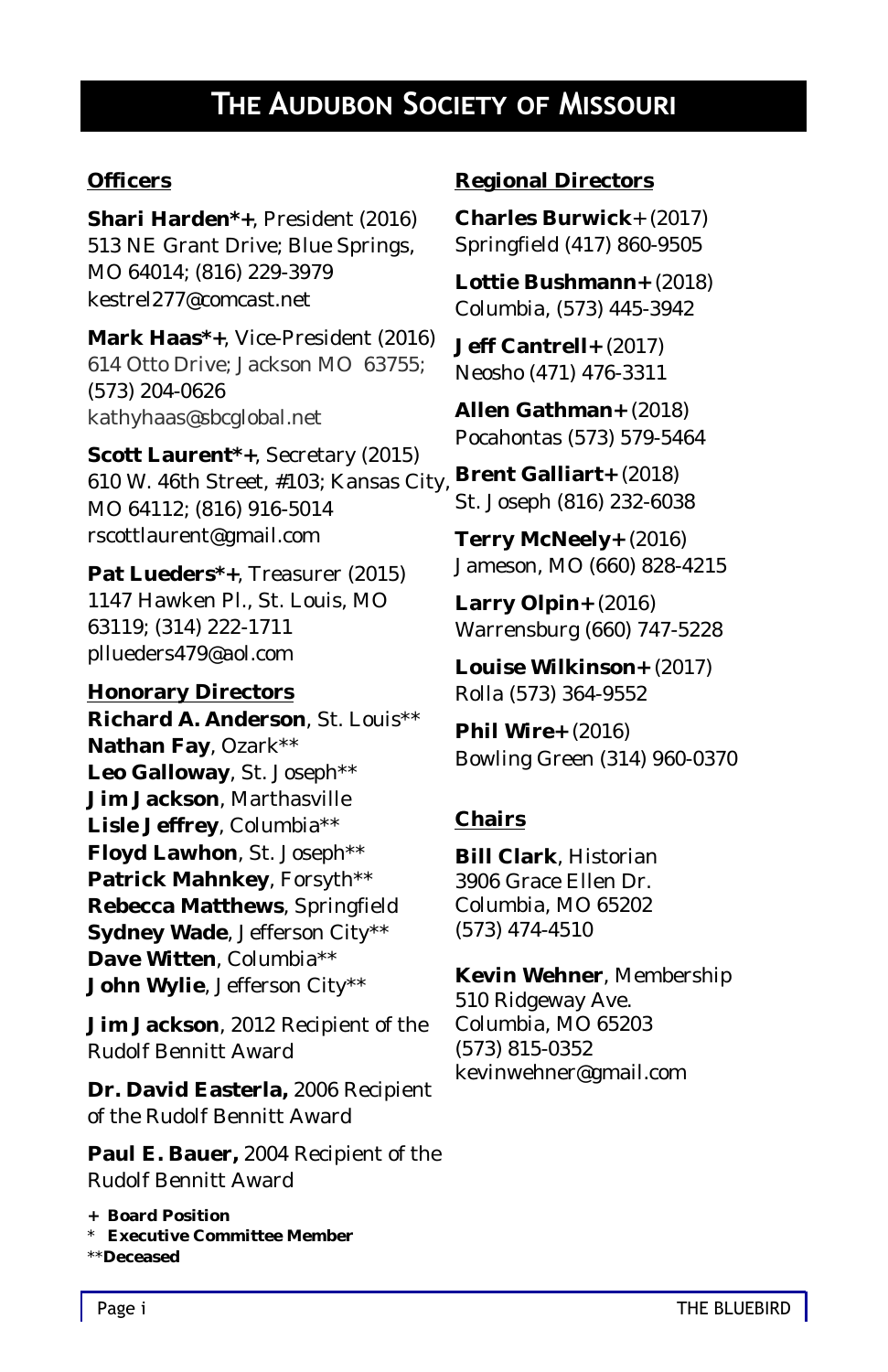# THE AUDUBON SOCIETY OF MISSOURI

## Officers

**Shari Harden*+**, President (2016)
513 NE Grant Drive; Blue Springs, MO 64014; (816) 229-3979
kestrel277@comcast.net

**Mark Haas*+**, Vice-President (2016)
614 Otto Drive; Jackson MO 63755; (573) 204-0626
kathyhaas@sbcglobal.net

**Scott Laurent*+**, Secretary (2015)
610 W. 46th Street, #103; Kansas City, MO 64112; (816) 916-5014
rscottlaurent@gmail.com

**Pat Lueders*+**, Treasurer (2015)
1147 Hawken Pl., St. Louis, MO 63119; (314) 222-1711
pllueders479@aol.com

## Honorary Directors

**Richard A. Anderson**, St. Louis**
**Nathan Fay**, Ozark**
**Leo Galloway**, St. Joseph**
**Jim Jackson**, Marthasville
**Lisle Jeffrey**, Columbia**
**Floyd Lawhon**, St. Joseph**
**Patrick Mahnkey**, Forsyth**
**Rebecca Matthews**, Springfield
**Sydney Wade**, Jefferson City**
**Dave Witten**, Columbia**
**John Wylie**, Jefferson City**

**Jim Jackson**, 2012 Recipient of the Rudolf Bennitt Award

**Dr. David Easterla,** 2006 Recipient of the Rudolf Bennitt Award

**Paul E. Bauer,** 2004 Recipient of the Rudolf Bennitt Award

**+ Board Position**
\* **Executive Committee Member**
\*\***Deceased**

## Regional Directors

**Charles Burwick+** (2017)
Springfield (417) 860-9505

**Lottie Bushmann+** (2018)
Columbia, (573) 445-3942

**Jeff Cantrell+** (2017)
Neosho (471) 476-3311

**Allen Gathman+** (2018)
Pocahontas (573) 579-5464

**Brent Galliart+** (2018)
St. Joseph (816) 232-6038

**Terry McNeely+** (2016)
Jameson, MO (660) 828-4215

**Larry Olpin+** (2016)
Warrensburg (660) 747-5228

**Louise Wilkinson+** (2017)
Rolla (573) 364-9552

**Phil Wire+** (2016)
Bowling Green (314) 960-0370

## Chairs

**Bill Clark**, Historian
3906 Grace Ellen Dr.
Columbia, MO 65202
(573) 474-4510

**Kevin Wehner**, Membership
510 Ridgeway Ave.
Columbia, MO 65203
(573) 815-0352
kevinwehner@gmail.com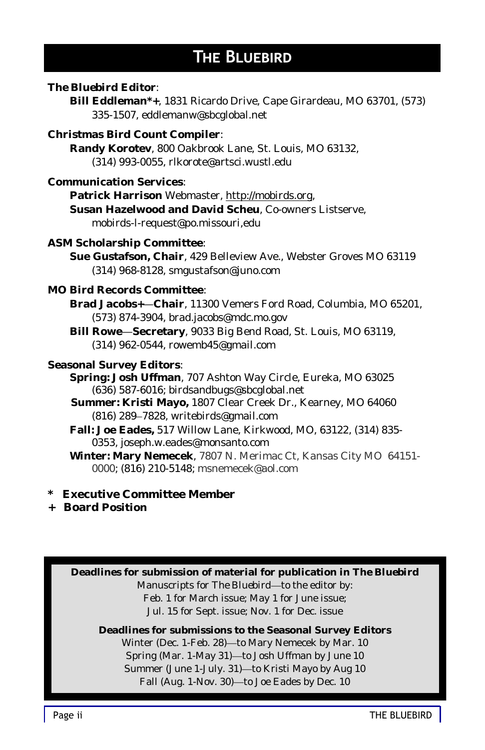# THE BLUEBIRD

**The Bluebird Editor**:

**Bill Eddleman*+**, 1831 Ricardo Drive, Cape Girardeau, MO 63701, (573) 335-1507, eddlemanw@sbcglobal.net

**Christmas Bird Count Compiler**:

**Randy Korotev**, 800 Oakbrook Lane, St. Louis, MO 63132, (314) 993-0055, rlkorote@artsci.wustl.edu

**Communication Services**:

**Patrick Harrison** Webmaster, http://mobirds.org,

**Susan Hazelwood and David Scheu**, Co-owners Listserve, mobirds-l-request@po.missouri,edu

**ASM Scholarship Committee**:

**Sue Gustafson, Chair**, 429 Belleview Ave., Webster Groves MO 63119 (314) 968-8128, smgustafson@juno.com

**MO Bird Records Committee**:

**Brad Jacobs+—Chair**, 11300 Vemers Ford Road, Columbia, MO 65201, (573) 874-3904, brad.jacobs@mdc.mo.gov

**Bill Rowe—Secretary**, 9033 Big Bend Road, St. Louis, MO 63119, (314) 962-0544, rowemb45@gmail.com

**Seasonal Survey Editors**:

**Spring: Josh Uffman**, 707 Ashton Way Circle, Eureka, MO 63025 (636) 587-6016; birdsandbugs@sbcglobal.net

**Summer: Kristi Mayo,** 1807 Clear Creek Dr., Kearney, MO 64060 (816) 289–7828, writebirds@gmail.com

**Fall: Joe Eades,** 517 Willow Lane, Kirkwood, MO, 63122, (314) 835-0353, joseph.w.eades@monsanto.com

**Winter: Mary Nemecek**, 7807 N. Merimac Ct, Kansas City MO 64151-0000; (816) 210-5148; msnemecek@aol.com

**\* Executive Committee Member**
**+ Board Position**

**Deadlines for submission of material for publication in *The Bluebird***

Manuscripts for *The Bluebird*—to the editor by:
Feb. 1 for March issue; May 1 for June issue;
Jul. 15 for Sept. issue; Nov. 1 for Dec. issue

**Deadlines for submissions to the Seasonal Survey Editors**

Winter (Dec. 1-Feb. 28)—to Mary Nemecek by Mar. 10
Spring (Mar. 1-May 31)—to Josh Uffman by June 10
Summer (June 1-July. 31)—to Kristi Mayo by Aug 10
Fall (Aug. 1-Nov. 30)—to Joe Eades by Dec. 10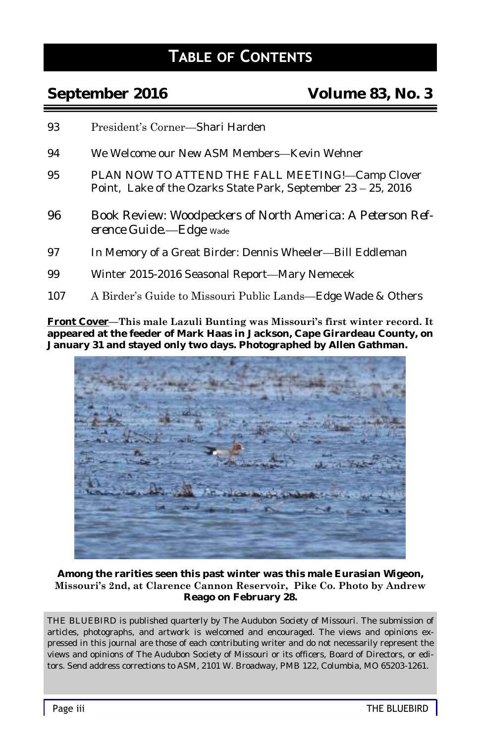# TABLE OF CONTENTS

## September 2016 — Volume 83, No. 3

93 President's Corner—Shari Harden

94 We Welcome our New ASM Members—Kevin Wehner

95 PLAN NOW TO ATTEND THE FALL MEETING!—Camp Clover Point, Lake of the Ozarks State Park, September 23 – 25, 2016

96 Book Review: *Woodpeckers of North America: A Peterson Reference Guide*.—Edge Wade

97 In Memory of a Great Birder: Dennis Wheeler—Bill Eddleman

99 Winter 2015-2016 Seasonal Report—Mary Nemecek

107 A Birder's Guide to Missouri Public Lands—Edge Wade & Others

**Front Cover—This male Lazuli Bunting was Missouri's first winter record. It appeared at the feeder of Mark Haas in Jackson, Cape Girardeau County, on January 31 and stayed only two days. Photographed by Allen Gathman.**

**Among the rarities seen this past winter was this male Eurasian Wigeon, Missouri's 2nd, at Clarence Cannon Reservoir, Pike Co. Photo by Andrew Reago on February 28.**

THE BLUEBIRD is published quarterly by The Audubon Society of Missouri. The submission of articles, photographs, and artwork is welcomed and encouraged. The views and opinions expressed in this journal are those of each contributing writer and do not necessarily represent the views and opinions of The Audubon Society of Missouri or its officers, Board of Directors, or editors. Send address corrections to ASM, 2101 W. Broadway, PMB 122, Columbia, MO 65203-1261.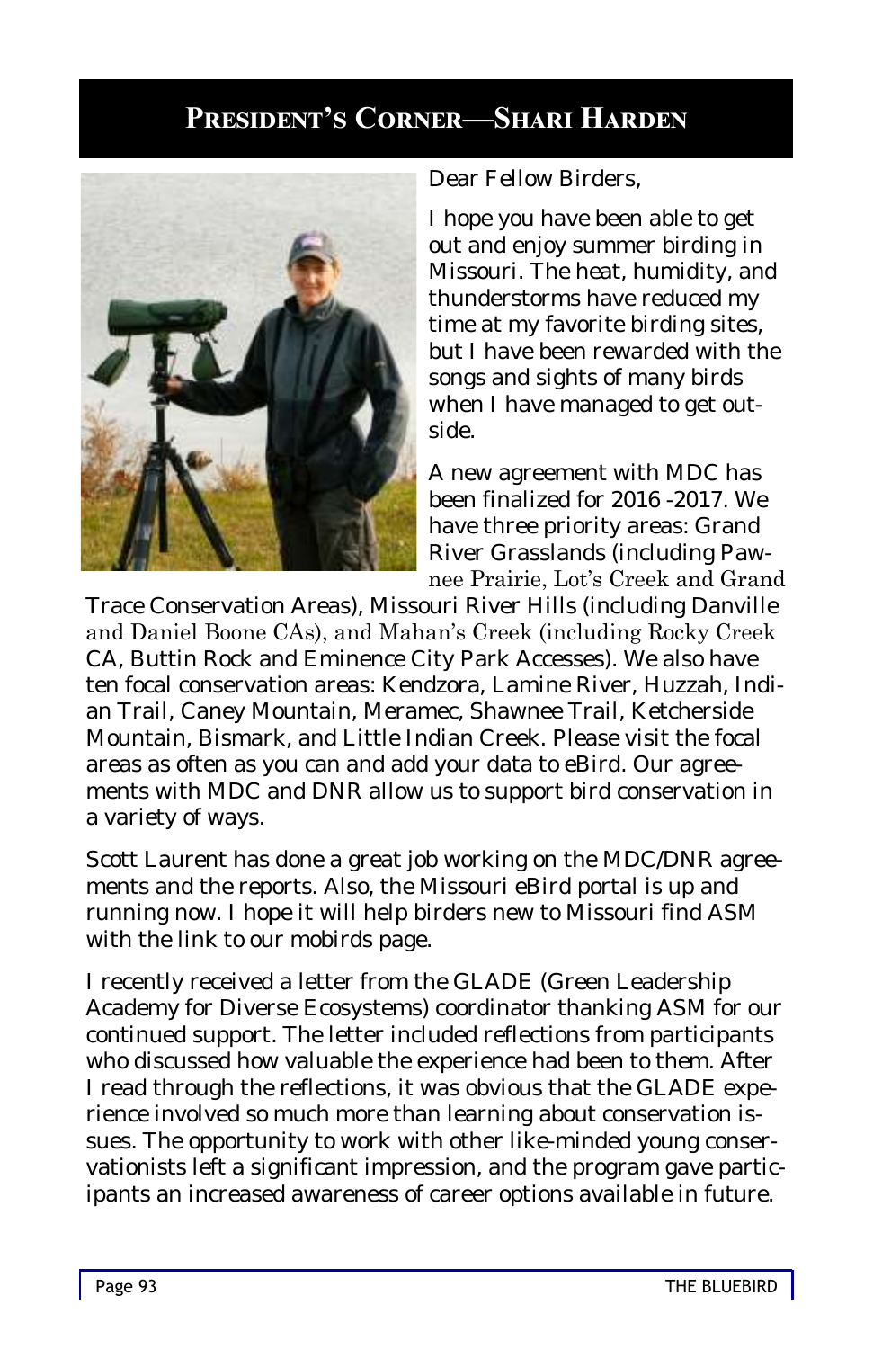# President's Corner—Shari Harden

Dear Fellow Birders,

I hope you have been able to get out and enjoy summer birding in Missouri. The heat, humidity, and thunderstorms have reduced my time at my favorite birding sites, but I have been rewarded with the songs and sights of many birds when I have managed to get outside.

A new agreement with MDC has been finalized for 2016 -2017. We have three priority areas: Grand River Grasslands (including Pawnee Prairie, Lot's Creek and Grand Trace Conservation Areas), Missouri River Hills (including Danville and Daniel Boone CAs), and Mahan's Creek (including Rocky Creek CA, Buttin Rock and Eminence City Park Accesses). We also have ten focal conservation areas: Kendzora, Lamine River, Huzzah, Indian Trail, Caney Mountain, Meramec, Shawnee Trail, Ketcherside Mountain, Bismark, and Little Indian Creek. Please visit the focal areas as often as you can and add your data to eBird. Our agreements with MDC and DNR allow us to support bird conservation in a variety of ways.

Scott Laurent has done a great job working on the MDC/DNR agreements and the reports. Also, the Missouri eBird portal is up and running now. I hope it will help birders new to Missouri find ASM with the link to our mobirds page.

I recently received a letter from the GLADE (Green Leadership Academy for Diverse Ecosystems) coordinator thanking ASM for our continued support. The letter included reflections from participants who discussed how valuable the experience had been to them. After I read through the reflections, it was obvious that the GLADE experience involved so much more than learning about conservation issues. The opportunity to work with other like-minded young conservationists left a significant impression, and the program gave participants an increased awareness of career options available in future.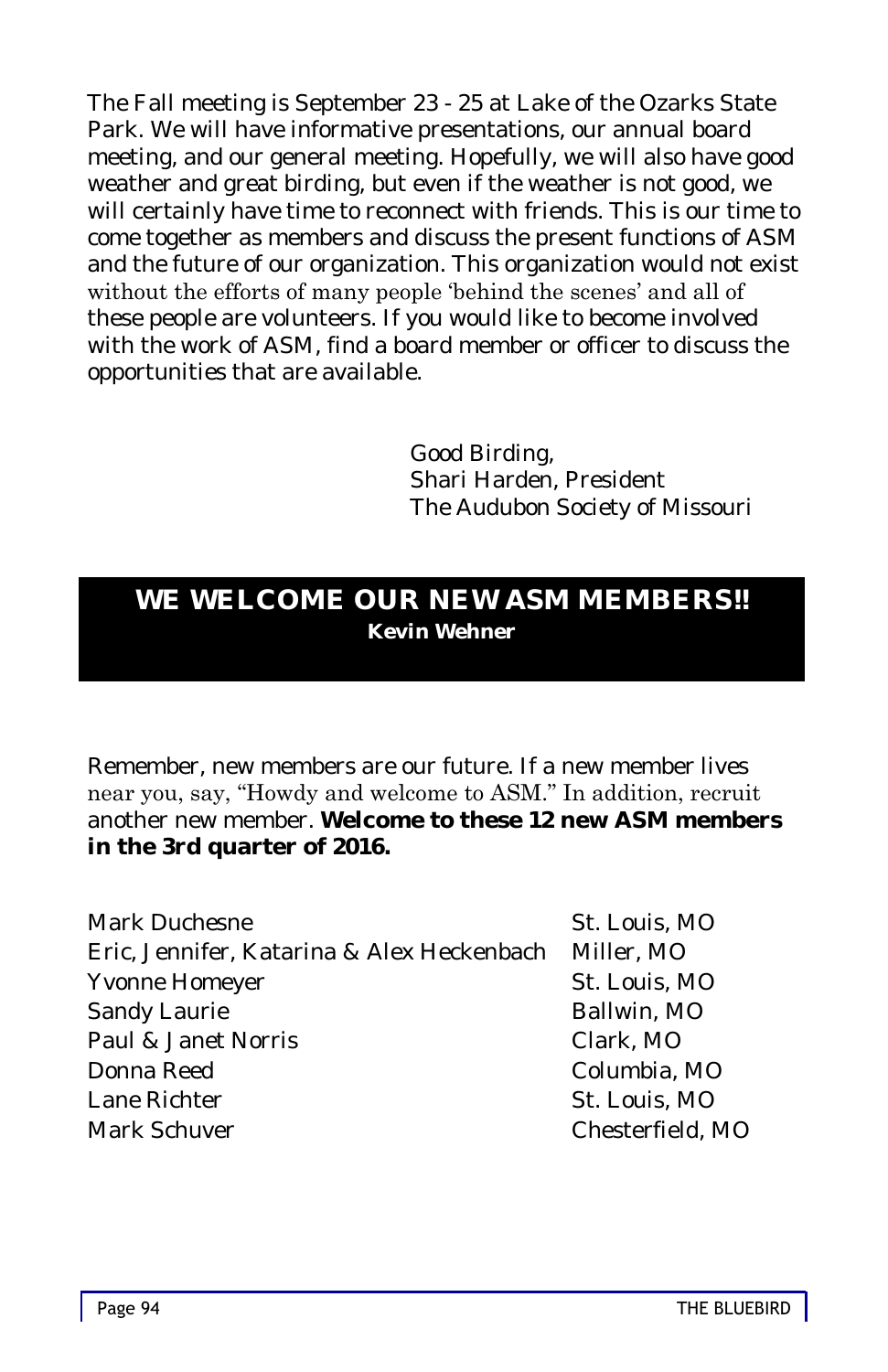The Fall meeting is September 23 - 25 at Lake of the Ozarks State Park. We will have informative presentations, our annual board meeting, and our general meeting. Hopefully, we will also have good weather and great birding, but even if the weather is not good, we will certainly have time to reconnect with friends. This is our time to come together as members and discuss the present functions of ASM and the future of our organization. This organization would not exist without the efforts of many people 'behind the scenes' and all of these people are volunteers. If you would like to become involved with the work of ASM, find a board member or officer to discuss the opportunities that are available.

Good Birding,
Shari Harden, President
The Audubon Society of Missouri

## WE WELCOME OUR NEW ASM MEMBERS!!

**Kevin Wehner**

Remember, new members are our future. If a new member lives near you, say, "Howdy and welcome to ASM." In addition, recruit another new member. **Welcome to these 12 new ASM members in the 3rd quarter of 2016.**

| | |
|---|---|
| Mark Duchesne | St. Louis, MO |
| Eric, Jennifer, Katarina & Alex Heckenbach | Miller, MO |
| Yvonne Homeyer | St. Louis, MO |
| Sandy Laurie | Ballwin, MO |
| Paul & Janet Norris | Clark, MO |
| Donna Reed | Columbia, MO |
| Lane Richter | St. Louis, MO |
| Mark Schuver | Chesterfield, MO |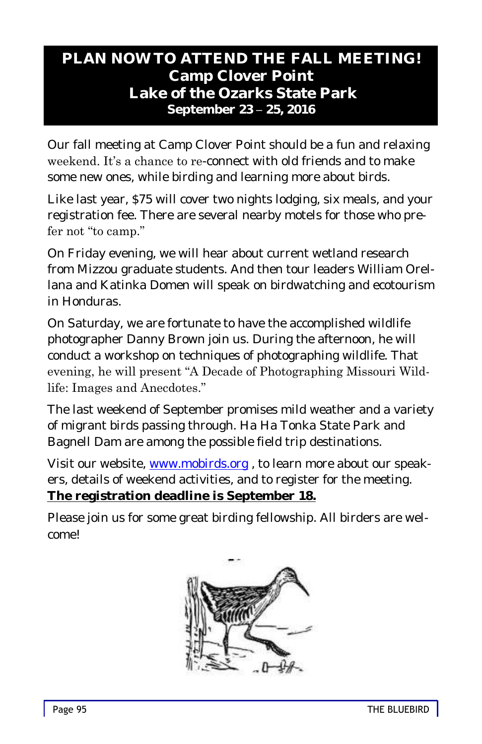# PLAN NOW TO ATTEND THE FALL MEETING!

## Camp Clover Point

## Lake of the Ozarks State Park

### September 23 – 25, 2016

Our fall meeting at Camp Clover Point should be a fun and relaxing weekend. It's a chance to re-connect with old friends and to make some new ones, while birding and learning more about birds.

Like last year, $75 will cover two nights lodging, six meals, and your registration fee. There are several nearby motels for those who prefer not "to camp."

On Friday evening, we will hear about current wetland research from Mizzou graduate students. And then tour leaders William Orellana and Katinka Domen will speak on birdwatching and ecotourism in Honduras.

On Saturday, we are fortunate to have the accomplished wildlife photographer Danny Brown join us. During the afternoon, he will conduct a workshop on techniques of photographing wildlife. That evening, he will present "A Decade of Photographing Missouri Wildlife: Images and Anecdotes."

The last weekend of September promises mild weather and a variety of migrant birds passing through. Ha Ha Tonka State Park and Bagnell Dam are among the possible field trip destinations.

Visit our website, www.mobirds.org , to learn more about our speakers, details of weekend activities, and to register for the meeting. **The registration deadline is September 18.**

Please join us for some great birding fellowship. All birders are welcome!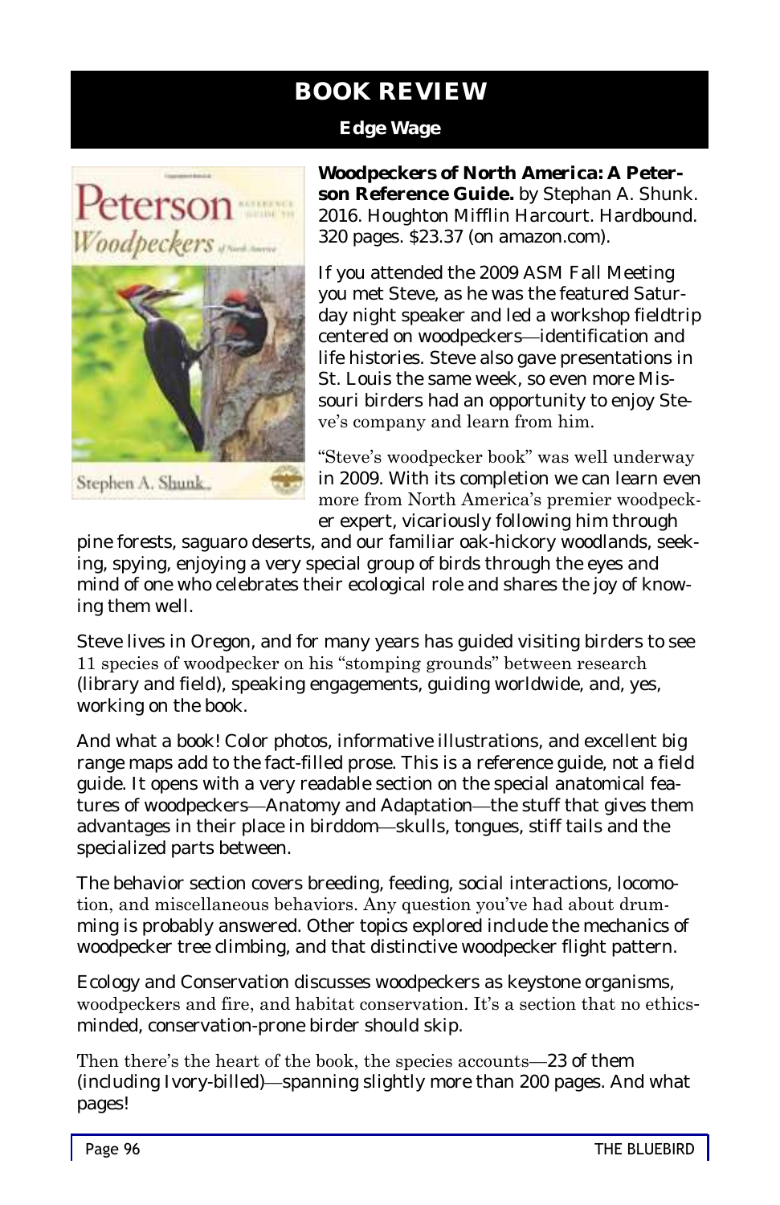# BOOK REVIEW

**Edge Wage**

**Woodpeckers of North America: A Peterson Reference Guide.** by Stephan A. Shunk. 2016. Houghton Mifflin Harcourt. Hardbound. 320 pages. $23.37 (on amazon.com).

If you attended the 2009 ASM Fall Meeting you met Steve, as he was the featured Saturday night speaker and led a workshop fieldtrip centered on woodpeckers—identification and life histories. Steve also gave presentations in St. Louis the same week, so even more Missouri birders had an opportunity to enjoy Steve's company and learn from him.

"Steve's woodpecker book" was well underway in 2009. With its completion we can learn even more from North America's premier woodpecker expert, vicariously following him through pine forests, saguaro deserts, and our familiar oak-hickory woodlands, seeking, spying, enjoying a very special group of birds through the eyes and mind of one who celebrates their ecological role and shares the joy of knowing them well.

Steve lives in Oregon, and for many years has guided visiting birders to see 11 species of woodpecker on his "stomping grounds" between research (library and field), speaking engagements, guiding worldwide, and, yes, working on the book.

And what a book! Color photos, informative illustrations, and excellent big range maps add to the fact-filled prose. This is a reference guide, not a field guide. It opens with a very readable section on the special anatomical features of woodpeckers—Anatomy and Adaptation—the stuff that gives them advantages in their place in birddom—skulls, tongues, stiff tails and the specialized parts between.

The behavior section covers breeding, feeding, social interactions, locomotion, and miscellaneous behaviors. Any question you've had about drumming is probably answered. Other topics explored include the mechanics of woodpecker tree climbing, and that distinctive woodpecker flight pattern.

Ecology and Conservation discusses woodpeckers as keystone organisms, woodpeckers and fire, and habitat conservation. It's a section that no ethics-minded, conservation-prone birder should skip.

Then there's the heart of the book, the species accounts—23 of them (including Ivory-billed)—spanning slightly more than 200 pages. And what pages!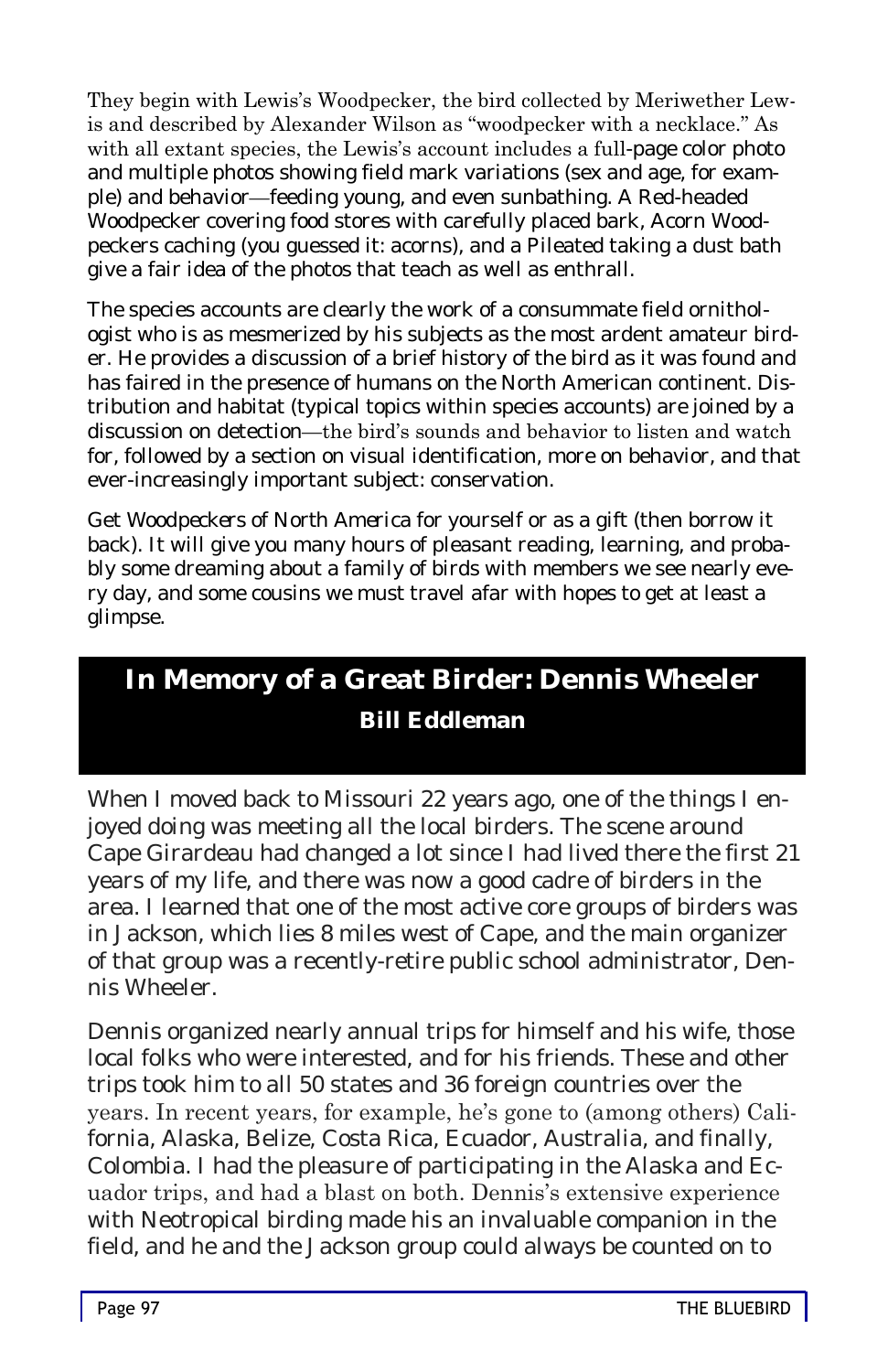They begin with Lewis's Woodpecker, the bird collected by Meriwether Lewis and described by Alexander Wilson as "woodpecker with a necklace." As with all extant species, the Lewis's account includes a full-page color photo and multiple photos showing field mark variations (sex and age, for example) and behavior—feeding young, and even sunbathing. A Red-headed Woodpecker covering food stores with carefully placed bark, Acorn Woodpeckers caching (you guessed it: acorns), and a Pileated taking a dust bath give a fair idea of the photos that teach as well as enthrall.

The species accounts are clearly the work of a consummate field ornithologist who is as mesmerized by his subjects as the most ardent amateur birder. He provides a discussion of a brief history of the bird as it was found and has faired in the presence of humans on the North American continent. Distribution and habitat (typical topics within species accounts) are joined by a discussion on detection—the bird's sounds and behavior to listen and watch for, followed by a section on visual identification, more on behavior, and that ever-increasingly important subject: conservation.

Get *Woodpeckers of North America* for yourself or as a gift (then borrow it back). It will give you many hours of pleasant reading, learning, and probably some dreaming about a family of birds with members we see nearly every day, and some cousins we must travel afar with hopes to get at least a glimpse.

## In Memory of a Great Birder: Dennis Wheeler

**Bill Eddleman**

When I moved back to Missouri 22 years ago, one of the things I enjoyed doing was meeting all the local birders. The scene around Cape Girardeau had changed a lot since I had lived there the first 21 years of my life, and there was now a good cadre of birders in the area. I learned that one of the most active core groups of birders was in Jackson, which lies 8 miles west of Cape, and the main organizer of that group was a recently-retire public school administrator, Dennis Wheeler.

Dennis organized nearly annual trips for himself and his wife, those local folks who were interested, and for his friends. These and other trips took him to all 50 states and 36 foreign countries over the years. In recent years, for example, he's gone to (among others) California, Alaska, Belize, Costa Rica, Ecuador, Australia, and finally, Colombia. I had the pleasure of participating in the Alaska and Ecuador trips, and had a blast on both. Dennis's extensive experience with Neotropical birding made his an invaluable companion in the field, and he and the Jackson group could always be counted on to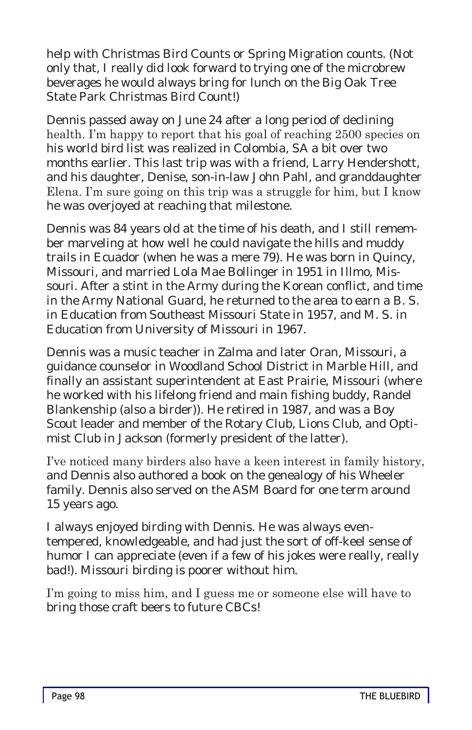help with Christmas Bird Counts or Spring Migration counts. (Not only that, I really did look forward to trying one of the microbrew beverages he would always bring for lunch on the Big Oak Tree State Park Christmas Bird Count!)

Dennis passed away on June 24 after a long period of declining health. I'm happy to report that his goal of reaching 2500 species on his world bird list was realized in Colombia, SA a bit over two months earlier. This last trip was with a friend, Larry Hendershott, and his daughter, Denise, son-in-law John Pahl, and granddaughter Elena. I'm sure going on this trip was a struggle for him, but I know he was overjoyed at reaching that milestone.

Dennis was 84 years old at the time of his death, and I still remember marveling at how well he could navigate the hills and muddy trails in Ecuador (when he was a mere 79). He was born in Quincy, Missouri, and married Lola Mae Bollinger in 1951 in Illmo, Missouri. After a stint in the Army during the Korean conflict, and time in the Army National Guard, he returned to the area to earn a B. S. in Education from Southeast Missouri State in 1957, and M. S. in Education from University of Missouri in 1967.

Dennis was a music teacher in Zalma and later Oran, Missouri, a guidance counselor in Woodland School District in Marble Hill, and finally an assistant superintendent at East Prairie, Missouri (where he worked with his lifelong friend and main fishing buddy, Randel Blankenship (also a birder)). He retired in 1987, and was a Boy Scout leader and member of the Rotary Club, Lions Club, and Optimist Club in Jackson (formerly president of the latter).

I've noticed many birders also have a keen interest in family history, and Dennis also authored a book on the genealogy of his Wheeler family. Dennis also served on the ASM Board for one term around 15 years ago.

I always enjoyed birding with Dennis. He was always even-tempered, knowledgeable, and had just the sort of off-keel sense of humor I can appreciate (even if a few of his jokes were really, really bad!). Missouri birding is poorer without him.

I'm going to miss him, and I guess me or someone else will have to bring those craft beers to future CBCs!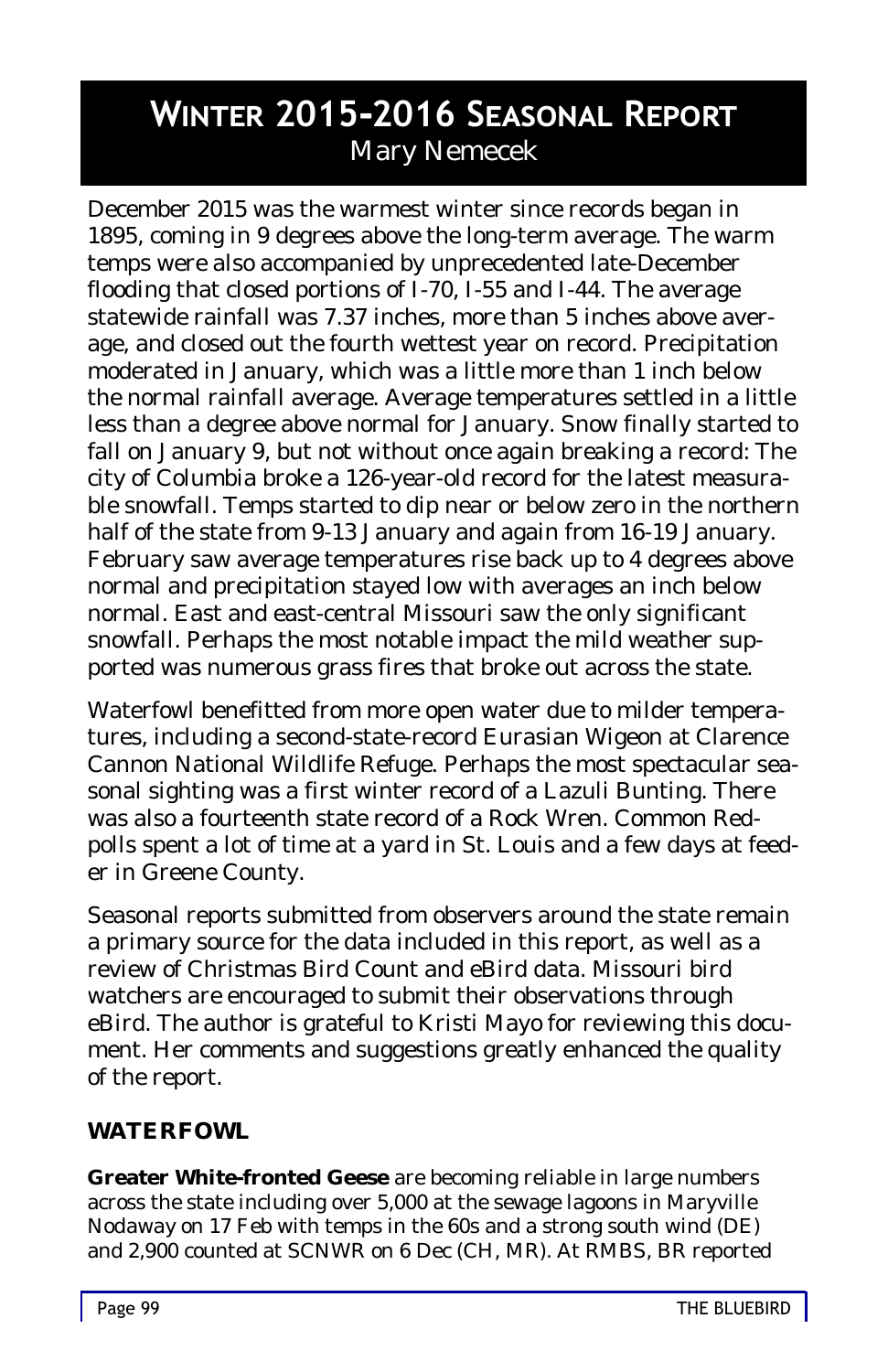# WINTER 2015-2016 SEASONAL REPORT

Mary Nemecek

December 2015 was the warmest winter since records began in 1895, coming in 9 degrees above the long-term average. The warm temps were also accompanied by unprecedented late-December flooding that closed portions of I-70, I-55 and I-44. The average statewide rainfall was 7.37 inches, more than 5 inches above average, and closed out the fourth wettest year on record. Precipitation moderated in January, which was a little more than 1 inch below the normal rainfall average. Average temperatures settled in a little less than a degree above normal for January. Snow finally started to fall on January 9, but not without once again breaking a record: The city of Columbia broke a 126-year-old record for the latest measurable snowfall. Temps started to dip near or below zero in the northern half of the state from 9-13 January and again from 16-19 January. February saw average temperatures rise back up to 4 degrees above normal and precipitation stayed low with averages an inch below normal. East and east-central Missouri saw the only significant snowfall. Perhaps the most notable impact the mild weather supported was numerous grass fires that broke out across the state.

Waterfowl benefitted from more open water due to milder temperatures, including a second-state-record Eurasian Wigeon at Clarence Cannon National Wildlife Refuge. Perhaps the most spectacular seasonal sighting was a first winter record of a Lazuli Bunting. There was also a fourteenth state record of a Rock Wren. Common Redpolls spent a lot of time at a yard in St. Louis and a few days at feeder in Greene County.

Seasonal reports submitted from observers around the state remain a primary source for the data included in this report, as well as a review of Christmas Bird Count and eBird data. Missouri bird watchers are encouraged to submit their observations through eBird. The author is grateful to Kristi Mayo for reviewing this document. Her comments and suggestions greatly enhanced the quality of the report.

## WATERFOWL

**Greater White-fronted Geese** are becoming reliable in large numbers across the state including over 5,000 at the sewage lagoons in Maryville Nodaway on 17 Feb with temps in the 60s and a strong south wind (DE) and 2,900 counted at SCNWR on 6 Dec (CH, MR). At RMBS, BR reported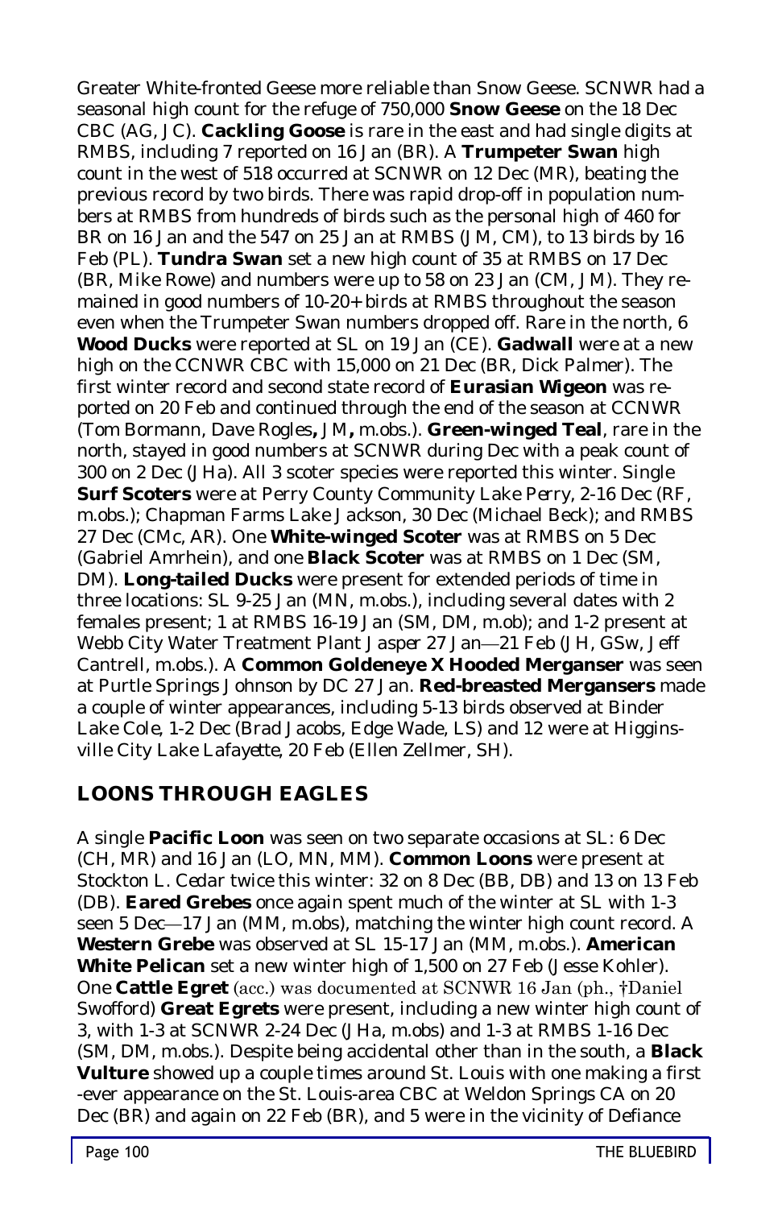Greater White-fronted Geese more reliable than Snow Geese. SCNWR had a seasonal high count for the refuge of 750,000 **Snow Geese** on the 18 Dec CBC (AG, JC). **Cackling Goose** is rare in the east and had single digits at RMBS, including 7 reported on 16 Jan (BR). A **Trumpeter Swan** high count in the west of 518 occurred at SCNWR on 12 Dec (MR), beating the previous record by two birds. There was rapid drop-off in population numbers at RMBS from hundreds of birds such as the personal high of 460 for BR on 16 Jan and the 547 on 25 Jan at RMBS (JM, CM), to 13 birds by 16 Feb (PL). **Tundra Swan** set a new high count of 35 at RMBS on 17 Dec (BR, Mike Rowe) and numbers were up to 58 on 23 Jan (CM, JM). They remained in good numbers of 10-20+ birds at RMBS throughout the season even when the Trumpeter Swan numbers dropped off. Rare in the north, 6 **Wood Ducks** were reported at SL on 19 Jan (CE). **Gadwall** were at a new high on the CCNWR CBC with 15,000 on 21 Dec (BR, Dick Palmer). The first winter record and second state record of **Eurasian Wigeon** was reported on 20 Feb and continued through the end of the season at CCNWR (Tom Bormann, Dave Rogles**,** JM**,** m.obs.). **Green-winged Teal**, rare in the north, stayed in good numbers at SCNWR during Dec with a peak count of 300 on 2 Dec (JHa). All 3 scoter species were reported this winter. Single **Surf Scoters** were at Perry County Community Lake *Perry*, 2-16 Dec (RF, m.obs.); Chapman Farms Lake *Jackson*, 30 Dec (Michael Beck); and RMBS 27 Dec (CMc, AR). One **White-winged Scoter** was at RMBS on 5 Dec (Gabriel Amrhein), and one **Black Scoter** was at RMBS on 1 Dec (SM, DM). **Long-tailed Ducks** were present for extended periods of time in three locations: SL 9-25 Jan (MN, m.obs.), including several dates with 2 females present; 1 at RMBS 16-19 Jan (SM, DM, m.ob); and 1-2 present at Webb City Water Treatment Plant *Jasper* 27 Jan—21 Feb (JH, GSw, Jeff Cantrell, m.obs.). A **Common Goldeneye X Hooded Merganser** was seen at Purtle Springs *Johnson* by DC 27 Jan. **Red-breasted Mergansers** made a couple of winter appearances, including 5-13 birds observed at Binder Lake *Cole*, 1-2 Dec (Brad Jacobs, Edge Wade, LS) and 12 were at Higginsville City Lake *Lafayette*, 20 Feb (Ellen Zellmer, SH).

## LOONS THROUGH EAGLES

A single **Pacific Loon** was seen on two separate occasions at SL: 6 Dec (CH, MR) and 16 Jan (LO, MN, MM). **Common Loons** were present at Stockton L. *Cedar* twice this winter: 32 on 8 Dec (BB, DB) and 13 on 13 Feb (DB). **Eared Grebes** once again spent much of the winter at SL with 1-3 seen 5 Dec—17 Jan (MM, m.obs), matching the winter high count record. A **Western Grebe** was observed at SL 15-17 Jan (MM, m.obs.). **American White Pelican** set a new winter high of 1,500 on 27 Feb (Jesse Kohler). One **Cattle Egret** (acc.) was documented at SCNWR 16 Jan (ph., †Daniel Swofford) **Great Egrets** were present, including a new winter high count of 3, with 1-3 at SCNWR 2-24 Dec (JHa, m.obs) and 1-3 at RMBS 1-16 Dec (SM, DM, m.obs.). Despite being accidental other than in the south, a **Black Vulture** showed up a couple times around St. Louis with one making a first-ever appearance on the St. Louis-area CBC at Weldon Springs CA on 20 Dec (BR) and again on 22 Feb (BR), and 5 were in the vicinity of Defiance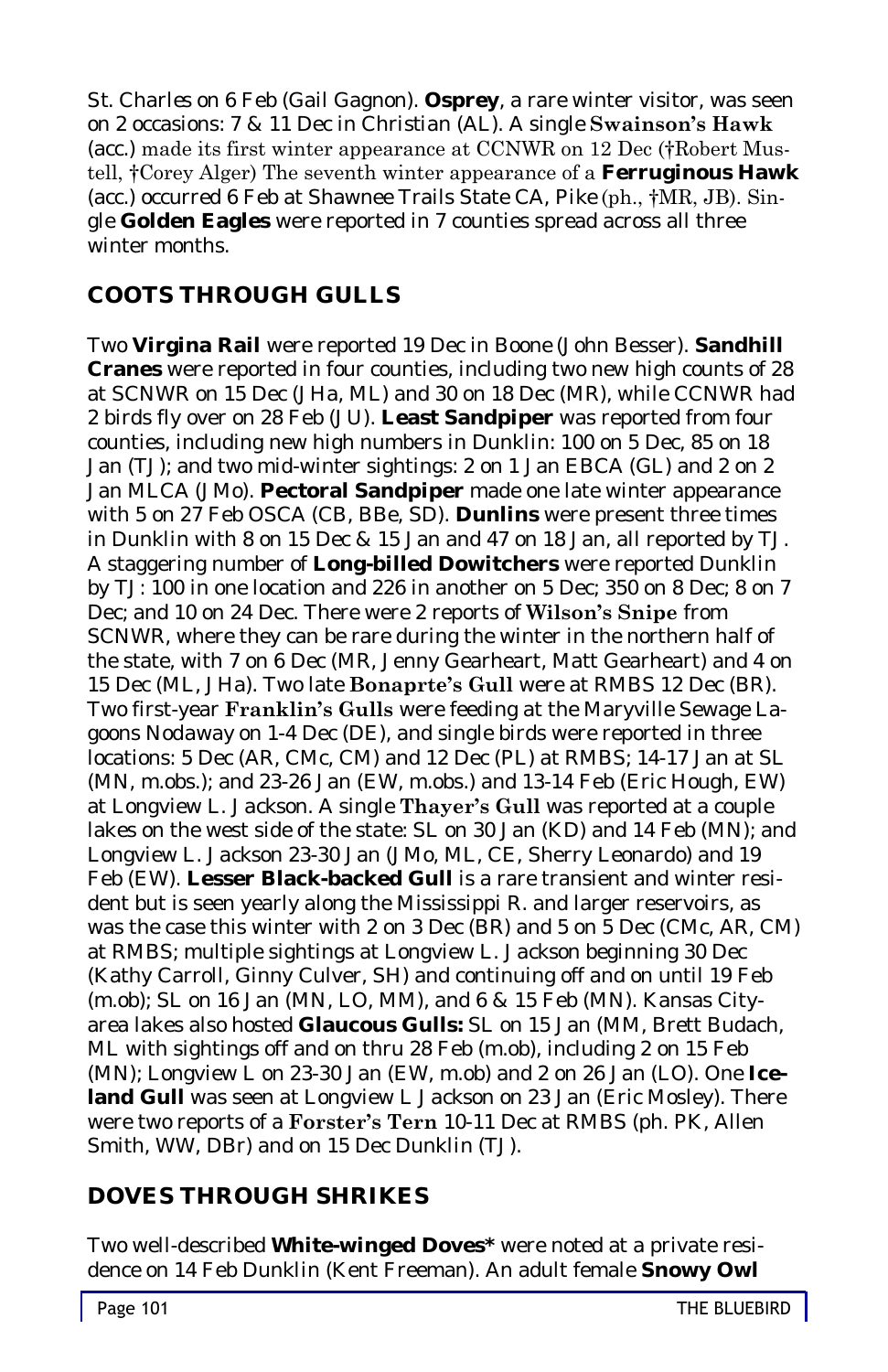St. Charles on 6 Feb (Gail Gagnon). **Osprey**, a rare winter visitor, was seen on 2 occasions: 7 & 11 Dec in Christian (AL). A single **Swainson's Hawk** (acc.) made its first winter appearance at CCNWR on 12 Dec (†Robert Mustell, †Corey Alger) The seventh winter appearance of a **Ferruginous Hawk** (acc.) occurred 6 Feb at Shawnee Trails State CA, Pike (ph., †MR, JB). Single **Golden Eagles** were reported in 7 counties spread across all three winter months.

## COOTS THROUGH GULLS

Two **Virgina Rail** were reported 19 Dec in Boone (John Besser). **Sandhill Cranes** were reported in four counties, including two new high counts of 28 at SCNWR on 15 Dec (JHa, ML) and 30 on 18 Dec (MR), while CCNWR had 2 birds fly over on 28 Feb (JU). **Least Sandpiper** was reported from four counties, including new high numbers in Dunklin: 100 on 5 Dec, 85 on 18 Jan (TJ); and two mid-winter sightings: 2 on 1 Jan EBCA (GL) and 2 on 2 Jan MLCA (JMo). **Pectoral Sandpiper** made one late winter appearance with 5 on 27 Feb OSCA (CB, BBe, SD). **Dunlins** were present three times in Dunklin with 8 on 15 Dec & 15 Jan and 47 on 18 Jan, all reported by TJ. A staggering number of **Long-billed Dowitchers** were reported Dunklin by TJ: 100 in one location and 226 in another on 5 Dec; 350 on 8 Dec; 8 on 7 Dec; and 10 on 24 Dec. There were 2 reports of **Wilson's Snipe** from SCNWR, where they can be rare during the winter in the northern half of the state, with 7 on 6 Dec (MR, Jenny Gearheart, Matt Gearheart) and 4 on 15 Dec (ML, JHa). Two late **Bonaprte's Gull** were at RMBS 12 Dec (BR). Two first-year **Franklin's Gulls** were feeding at the Maryville Sewage Lagoons Nodaway on 1-4 Dec (DE), and single birds were reported in three locations: 5 Dec (AR, CMc, CM) and 12 Dec (PL) at RMBS; 14-17 Jan at SL (MN, m.obs.); and 23-26 Jan (EW, m.obs.) and 13-14 Feb (Eric Hough, EW) at Longview L. Jackson. A single **Thayer's Gull** was reported at a couple lakes on the west side of the state: SL on 30 Jan (KD) and 14 Feb (MN); and Longview L. Jackson 23-30 Jan (JMo, ML, CE, Sherry Leonardo) and 19 Feb (EW). **Lesser Black-backed Gull** is a rare transient and winter resident but is seen yearly along the Mississippi R. and larger reservoirs, as was the case this winter with 2 on 3 Dec (BR) and 5 on 5 Dec (CMc, AR, CM) at RMBS; multiple sightings at Longview L. Jackson beginning 30 Dec (Kathy Carroll, Ginny Culver, SH) and continuing off and on until 19 Feb (m.ob); SL on 16 Jan (MN, LO, MM), and 6 & 15 Feb (MN). Kansas City-area lakes also hosted **Glaucous Gulls:** SL on 15 Jan (MM, Brett Budach, ML with sightings off and on thru 28 Feb (m.ob), including 2 on 15 Feb (MN); Longview L on 23-30 Jan (EW, m.ob) and 2 on 26 Jan (LO). One **Iceland Gull** was seen at Longview L Jackson on 23 Jan (Eric Mosley). There were two reports of a **Forster's Tern** 10-11 Dec at RMBS (ph. PK, Allen Smith, WW, DBr) and on 15 Dec Dunklin (TJ).

## DOVES THROUGH SHRIKES

Two well-described **White-winged Doves*** were noted at a private residence on 14 Feb Dunklin (Kent Freeman). An adult female **Snowy Owl**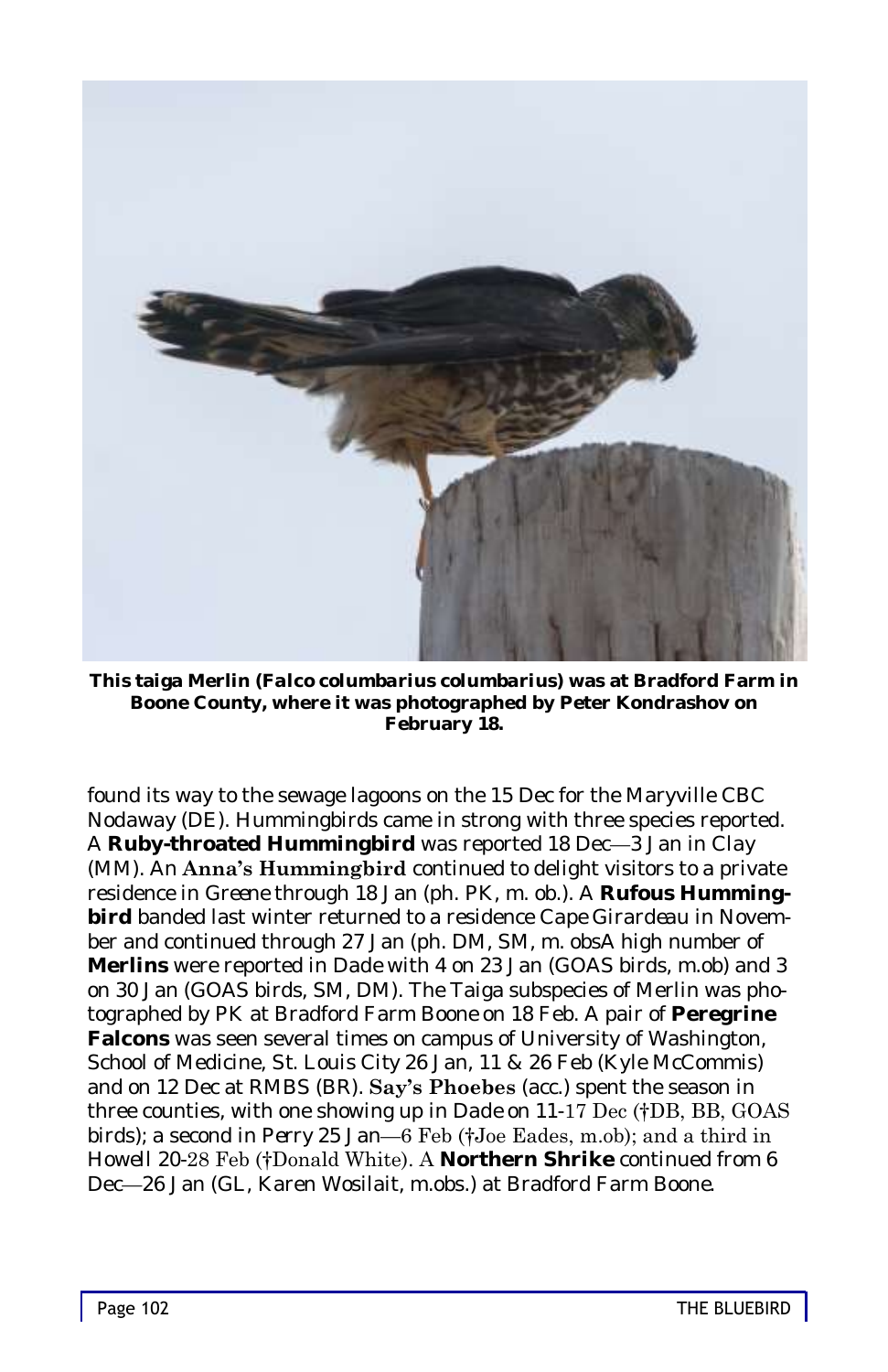**This taiga Merlin (*Falco columbarius columbarius*) was at Bradford Farm in Boone County, where it was photographed by Peter Kondrashov on February 18.**

found its way to the sewage lagoons on the 15 Dec for the Maryville CBC *Nodaway* (DE). Hummingbirds came in strong with three species reported. A **Ruby-throated Hummingbird** was reported 18 Dec—3 Jan in *Clay* (MM). An **Anna's Hummingbird** continued to delight visitors to a private residence in *Greene* through 18 Jan (ph. PK, m. ob.). A **Rufous Hummingbird** banded last winter returned to a residence *Cape Girardeau* in November and continued through 27 Jan (ph. DM, SM, m. obsA high number of **Merlins** were reported in *Dade* with 4 on 23 Jan (GOAS birds, m.ob) and 3 on 30 Jan (GOAS birds, SM, DM). The Taiga subspecies of Merlin was photographed by PK at Bradford Farm *Boone* on 18 Feb. A pair of **Peregrine Falcons** was seen several times on campus of University of Washington, School of Medicine, *St. Louis City* 26 Jan, 11 & 26 Feb (Kyle McCommis) and on 12 Dec at RMBS (BR). **Say's Phoebes** (acc.) spent the season in three counties, with one showing up in *Dade* on 11-17 Dec (†DB, BB, GOAS birds); a second in *Perry* 25 Jan—6 Feb (†Joe Eades, m.ob); and a third in *Howell* 20-28 Feb (†Donald White). A **Northern Shrike** continued from 6 Dec—26 Jan (GL, Karen Wosilait, m.obs.) at Bradford Farm *Boone*.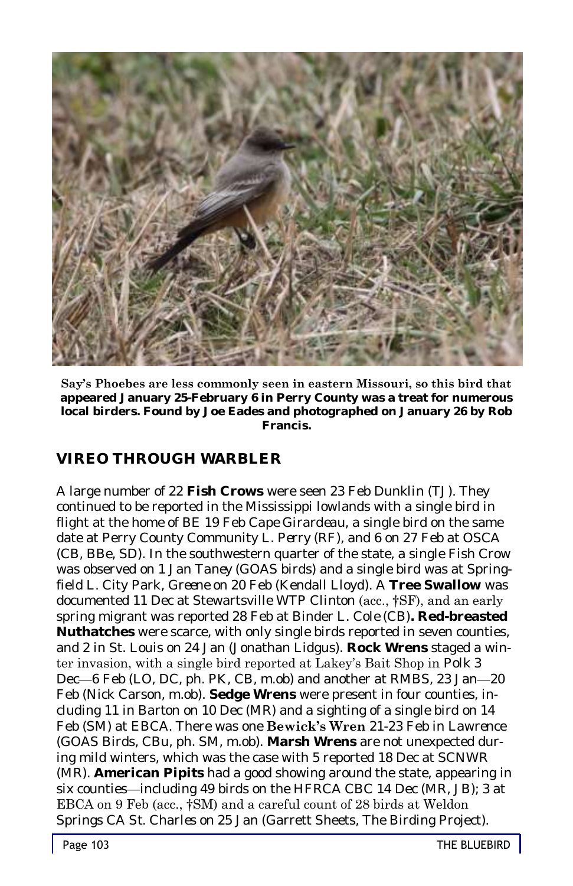**Say's Phoebes are less commonly seen in eastern Missouri, so this bird that appeared January 25-February 6 in Perry County was a treat for numerous local birders. Found by Joe Eades and photographed on January 26 by Rob Francis.**

## VIREO THROUGH WARBLER

A large number of 22 **Fish Crows** were seen 23 Feb *Dunklin* (TJ). They continued to be reported in the Mississippi lowlands with a single bird in flight at the home of BE 19 Feb *Cape Girardeau*, a single bird on the same date at Perry County Community L. *Perry* (RF), and 6 on 27 Feb at OSCA (CB, BBe, SD). In the southwestern quarter of the state, a single Fish Crow was observed on 1 Jan *Taney* (GOAS birds) and a single bird was at Springfield L. City Park, *Greene* on 20 Feb (Kendall Lloyd). A **Tree Swallow** was documented 11 Dec at Stewartsville WTP *Clinton* (acc., †SF), and an early spring migrant was reported 28 Feb at Binder L. *Cole* (CB)**. Red-breasted Nuthatches** were scarce, with only single birds reported in seven counties, and 2 in St. Louis on 24 Jan (Jonathan Lidgus). **Rock Wrens** staged a winter invasion, with a single bird reported at Lakey's Bait Shop in *Polk* 3 Dec—6 Feb (LO, DC, ph. PK, CB, m.ob) and another at RMBS, 23 Jan—20 Feb (Nick Carson, m.ob). **Sedge Wrens** were present in four counties, including 11 in *Barton* on 10 Dec (MR) and a sighting of a single bird on 14 Feb (SM) at EBCA. There was one **Bewick's Wren** 21-23 Feb in *Lawrence* (GOAS Birds, CBu, ph. SM, m.ob). **Marsh Wrens** are not unexpected during mild winters, which was the case with 5 reported 18 Dec at SCNWR (MR). **American Pipits** had a good showing around the state, appearing in six counties—including 49 birds on the HFRCA CBC 14 Dec (MR, JB); 3 at EBCA on 9 Feb (acc., †SM) and a careful count of 28 birds at Weldon Springs CA *St. Charles* on 25 Jan (Garrett Sheets, The Birding Project).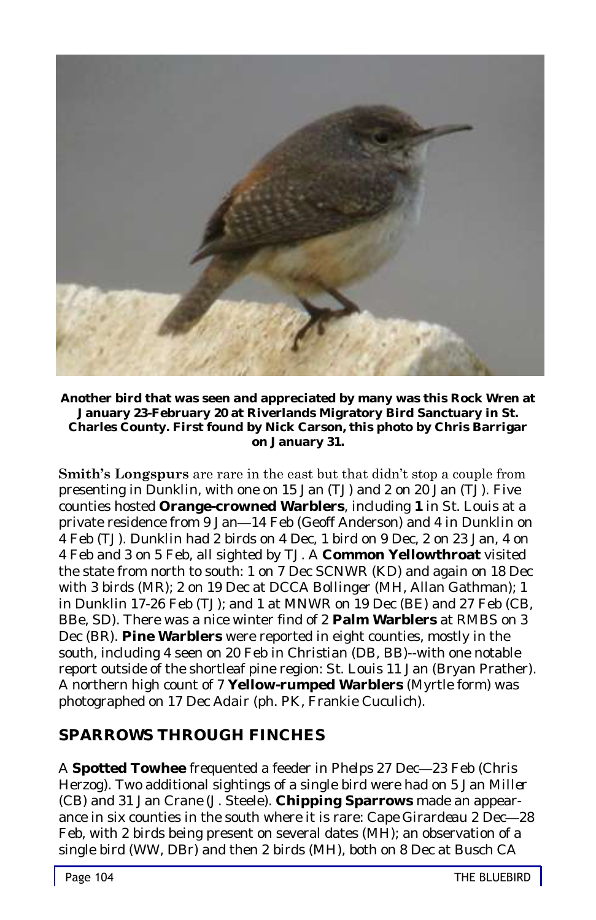**Another bird that was seen and appreciated by many was this Rock Wren at January 23-February 20 at Riverlands Migratory Bird Sanctuary in St. Charles County. First found by Nick Carson, this photo by Chris Barrigar on January 31.**

**Smith's Longspurs** are rare in the east but that didn't stop a couple from presenting in Dunklin, with one on 15 Jan (TJ) and 2 on 20 Jan (TJ). Five counties hosted **Orange-crowned Warblers**, including **1** in St. Louis at a private residence from 9 Jan—14 Feb (Geoff Anderson) and 4 in Dunklin on 4 Feb (TJ). Dunklin had 2 birds on 4 Dec, 1 bird on 9 Dec, 2 on 23 Jan, 4 on 4 Feb and 3 on 5 Feb, all sighted by TJ. A **Common Yellowthroat** visited the state from north to south: 1 on 7 Dec SCNWR (KD) and again on 18 Dec with 3 birds (MR); 2 on 19 Dec at DCCA Bollinger (MH, Allan Gathman); 1 in Dunklin 17-26 Feb (TJ); and 1 at MNWR on 19 Dec (BE) and 27 Feb (CB, BBe, SD). There was a nice winter find of 2 **Palm Warblers** at RMBS on 3 Dec (BR). **Pine Warblers** were reported in eight counties, mostly in the south, including 4 seen on 20 Feb in Christian (DB, BB)--with one notable report outside of the shortleaf pine region: St. Louis 11 Jan (Bryan Prather). A northern high count of 7 **Yellow-rumped Warblers** (Myrtle form) was photographed on 17 Dec Adair (ph. PK, Frankie Cuculich).

## SPARROWS THROUGH FINCHES

A **Spotted Towhee** frequented a feeder in Phelps 27 Dec—23 Feb (Chris Herzog). Two additional sightings of a single bird were had on 5 Jan Miller (CB) and 31 Jan Crane (J. Steele). **Chipping Sparrows** made an appearance in six counties in the south where it is rare: Cape Girardeau 2 Dec—28 Feb, with 2 birds being present on several dates (MH); an observation of a single bird (WW, DBr) and then 2 birds (MH), both on 8 Dec at Busch CA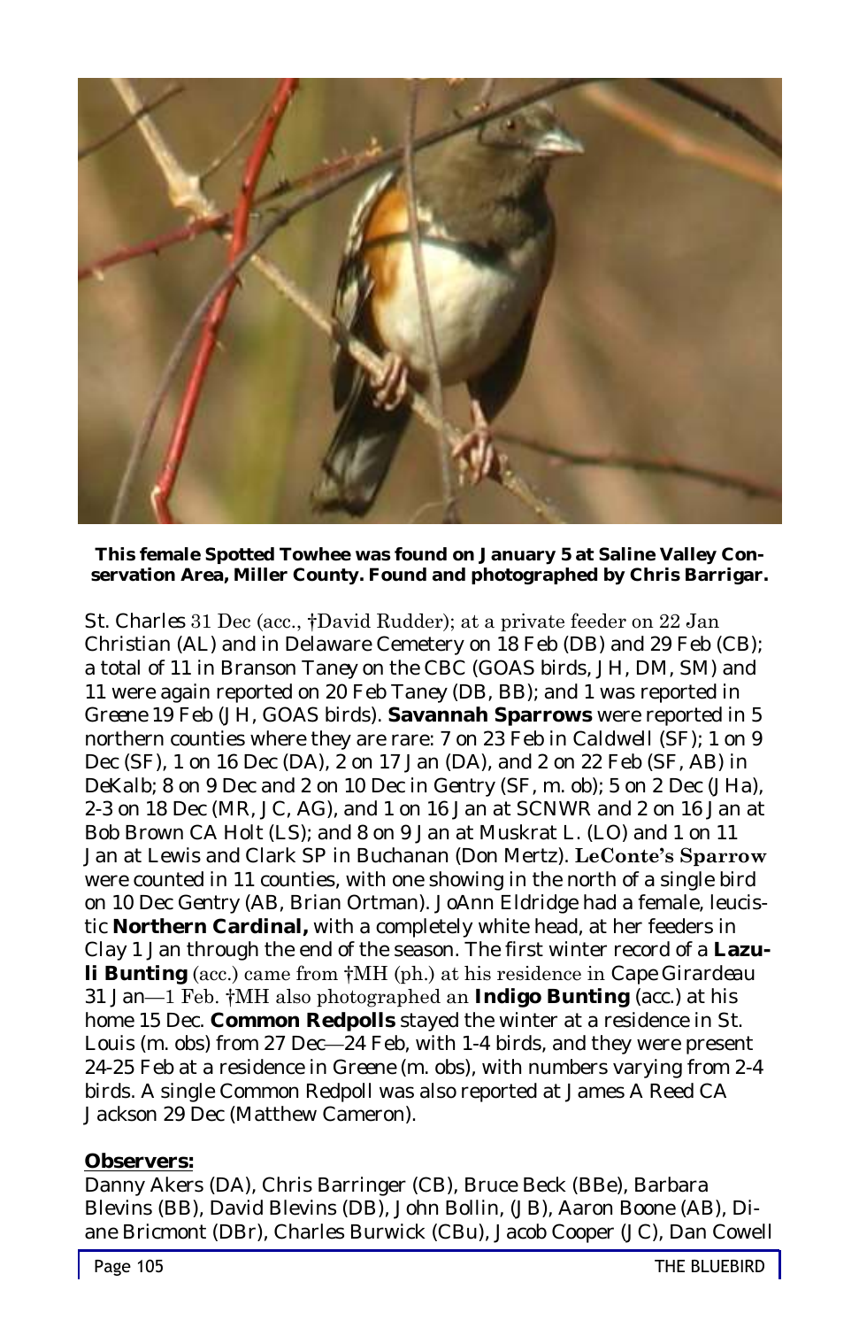**This female Spotted Towhee was found on January 5 at Saline Valley Conservation Area, Miller County. Found and photographed by Chris Barrigar.**

*St. Charles* 31 Dec (acc., †David Rudder); at a private feeder on 22 Jan *Christian* (AL) and in Delaware Cemetery on 18 Feb (DB) and 29 Feb (CB); a total of 11 in Branson *Taney* on the CBC (GOAS birds, JH, DM, SM) and 11 were again reported on 20 Feb *Taney* (DB, BB); and 1 was reported in *Greene* 19 Feb (JH, GOAS birds). **Savannah Sparrows** were reported in 5 northern counties where they are rare: 7 on 23 Feb in *Caldwell* (SF); 1 on 9 Dec (SF), 1 on 16 Dec (DA), 2 on 17 Jan (DA), and 2 on 22 Feb (SF, AB) in *DeKalb*; 8 on 9 Dec and 2 on 10 Dec in *Gentry* (SF, m. ob); 5 on 2 Dec (JHa), 2-3 on 18 Dec (MR, JC, AG), and 1 on 16 Jan at SCNWR and 2 on 16 Jan at Bob Brown CA *Holt* (LS); and 8 on 9 Jan at Muskrat L. (LO) and 1 on 11 Jan at Lewis and Clark SP in *Buchanan* (Don Mertz). **LeConte's Sparrow** were counted in 11 counties, with one showing in the north of a single bird on 10 Dec *Gentry* (AB, Brian Ortman). JoAnn Eldridge had a female, leucistic **Northern Cardinal,** with a completely white head, at her feeders in *Clay* 1 Jan through the end of the season. The first winter record of a **Lazuli Bunting** (acc.) came from †MH (ph.) at his residence in *Cape Girardeau* 31 Jan—1 Feb. †MH also photographed an **Indigo Bunting** (acc.) at his home 15 Dec. **Common Redpolls** stayed the winter at a residence in *St. Louis* (m. obs) from 27 Dec—24 Feb, with 1-4 birds, and they were present 24-25 Feb at a residence in *Greene* (m. obs), with numbers varying from 2-4 birds. A single Common Redpoll was also reported at James A Reed CA *Jackson* 29 Dec (Matthew Cameron).

**Observers:**

Danny Akers (DA), Chris Barringer (CB), Bruce Beck (BBe), Barbara Blevins (BB), David Blevins (DB), John Bollin, (JB), Aaron Boone (AB), Diane Bricmont (DBr), Charles Burwick (CBu), Jacob Cooper (JC), Dan Cowell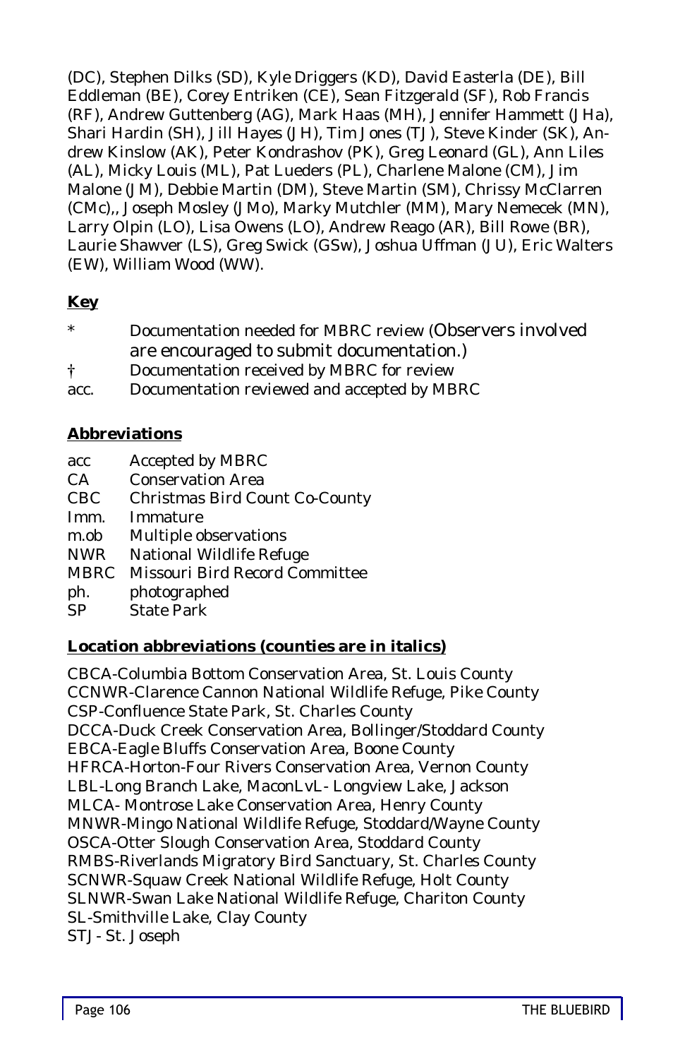(DC), Stephen Dilks (SD), Kyle Driggers (KD), David Easterla (DE), Bill Eddleman (BE), Corey Entriken (CE), Sean Fitzgerald (SF), Rob Francis (RF), Andrew Guttenberg (AG), Mark Haas (MH), Jennifer Hammett (JHa), Shari Hardin (SH), Jill Hayes (JH), Tim Jones (TJ), Steve Kinder (SK), Andrew Kinslow (AK), Peter Kondrashov (PK), Greg Leonard (GL), Ann Liles (AL), Micky Louis (ML), Pat Lueders (PL), Charlene Malone (CM), Jim Malone (JM), Debbie Martin (DM), Steve Martin (SM), Chrissy McClarren (CMc),, Joseph Mosley (JMo), Marky Mutchler (MM), Mary Nemecek (MN), Larry Olpin (LO), Lisa Owens (LO), Andrew Reago (AR), Bill Rowe (BR), Laurie Shawver (LS), Greg Swick (GSw), Joshua Uffman (JU), Eric Walters (EW), William Wood (WW).

**Key**

| | |
|---|---|
| * | Documentation needed for MBRC review (Observers involved are encouraged to submit documentation.) |
| † | Documentation received by MBRC for review |
| acc. | Documentation reviewed and accepted by MBRC |

**Abbreviations**

| | |
|---|---|
| acc | Accepted by MBRC |
| CA | Conservation Area |
| CBC | Christmas Bird Count Co-County |
| Imm. | Immature |
| m.ob | Multiple observations |
| NWR | National Wildlife Refuge |
| MBRC | Missouri Bird Record Committee |
| ph. | photographed |
| SP | State Park |

**Location abbreviations (counties are in italics)**

CBCA-Columbia Bottom Conservation Area, St. Louis County
CCNWR-Clarence Cannon National Wildlife Refuge, Pike County
CSP-Confluence State Park, St. Charles County
DCCA-Duck Creek Conservation Area, Bollinger/Stoddard County
EBCA-Eagle Bluffs Conservation Area, Boone County
HFRCA-Horton-Four Rivers Conservation Area, Vernon County
LBL-Long Branch Lake, MaconLvL- Longview Lake, Jackson
MLCA- Montrose Lake Conservation Area, Henry County
MNWR-Mingo National Wildlife Refuge, Stoddard/Wayne County
OSCA-Otter Slough Conservation Area, Stoddard County
RMBS-Riverlands Migratory Bird Sanctuary, St. Charles County
SCNWR-Squaw Creek National Wildlife Refuge, Holt County
SLNWR-Swan Lake National Wildlife Refuge, Chariton County
SL-Smithville Lake, Clay County
STJ- St. Joseph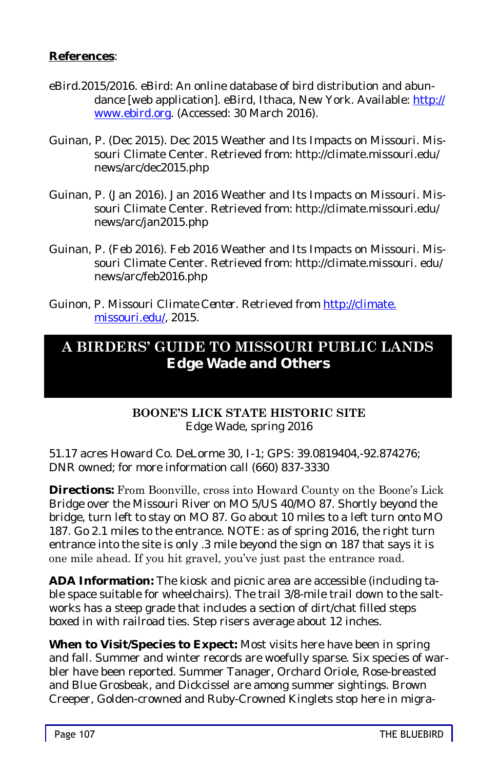**References**:

eBird.2015/2016. eBird: An online database of bird distribution and abundance [web application]. eBird, Ithaca, New York. Available: http://www.ebird.org. (Accessed: 30 March 2016).

Guinan, P. (Dec 2015). Dec 2015 Weather and Its Impacts on Missouri. Missouri Climate Center. Retrieved from: http://climate.missouri.edu/news/arc/dec2015.php

Guinan, P. (Jan 2016). Jan 2016 Weather and Its Impacts on Missouri. Missouri Climate Center. Retrieved from: http://climate.missouri.edu/news/arc/jan2015.php

Guinan, P. (Feb 2016). Feb 2016 Weather and Its Impacts on Missouri. Missouri Climate Center. Retrieved from: http://climate.missouri. edu/news/arc/feb2016.php

Guinon, P. Missouri Climate Center. Retrieved from http://climate.missouri.edu/, 2015.

# A BIRDERS' GUIDE TO MISSOURI PUBLIC LANDS
## Edge Wade and Others

### BOONE'S LICK STATE HISTORIC SITE

Edge Wade, spring 2016

51.17 acres Howard Co. DeLorme 30, I-1; GPS: 39.0819404,-92.874276; DNR owned; for more information call (660) 837-3330

**Directions:** From Boonville, cross into Howard County on the Boone's Lick Bridge over the Missouri River on MO 5/US 40/MO 87. Shortly beyond the bridge, turn left to stay on MO 87. Go about 10 miles to a left turn onto MO 187. Go 2.1 miles to the entrance. NOTE: as of spring 2016, the right turn entrance into the site is only .3 mile beyond the sign on 187 that says it is one mile ahead. If you hit gravel, you've just past the entrance road.

**ADA Information:** The kiosk and picnic area are accessible (including table space suitable for wheelchairs). The trail 3/8-mile trail down to the salt-works has a steep grade that includes a section of dirt/chat filled steps boxed in with railroad ties. Step risers average about 12 inches.

**When to Visit/Species to Expect:** Most visits here have been in spring and fall. Summer and winter records are woefully sparse. Six species of warbler have been reported. Summer Tanager, Orchard Oriole, Rose-breasted and Blue Grosbeak, and Dickcissel are among summer sightings. Brown Creeper, Golden-crowned and Ruby-Crowned Kinglets stop here in migra-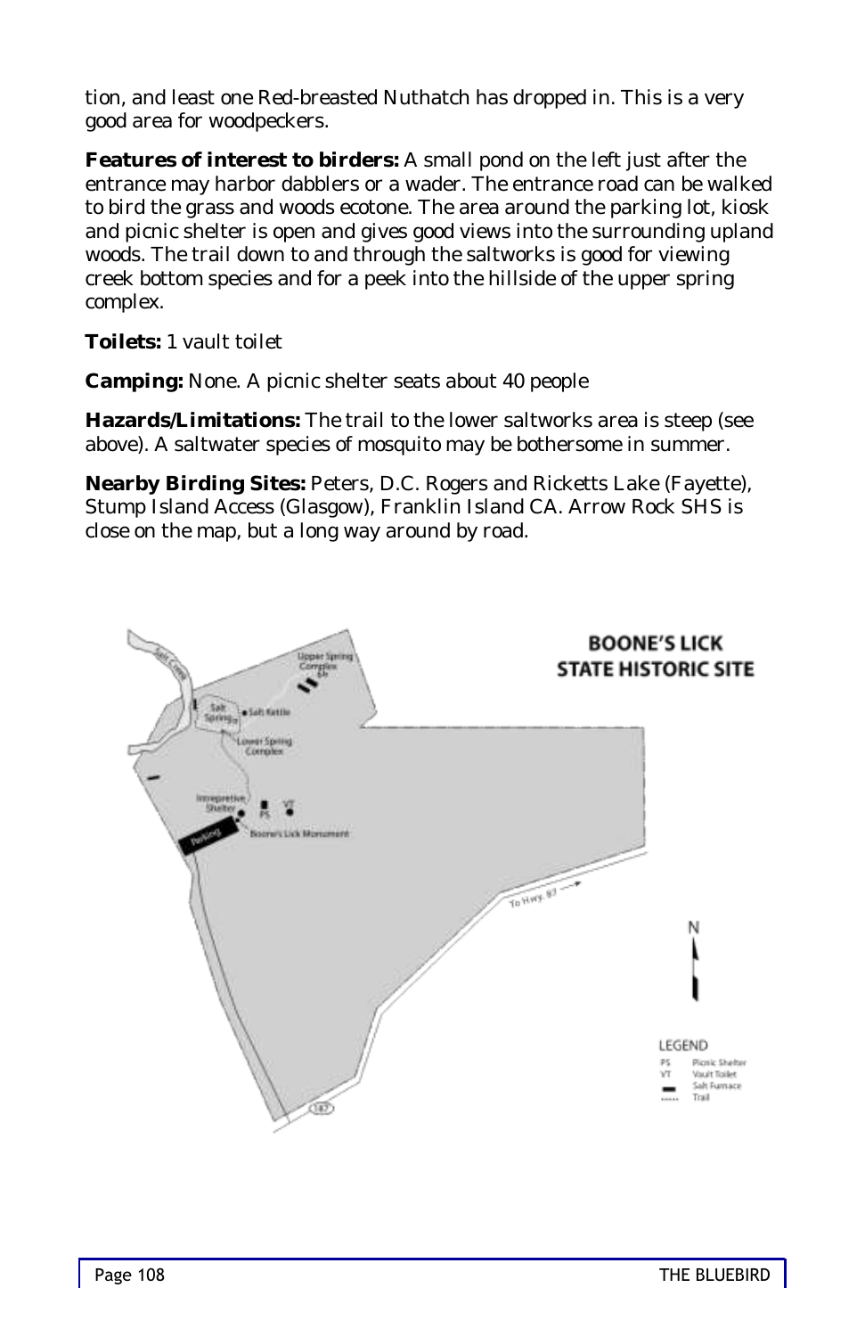tion, and least one Red-breasted Nuthatch has dropped in. This is a very good area for woodpeckers.

**Features of interest to birders:** A small pond on the left just after the entrance may harbor dabblers or a wader. The entrance road can be walked to bird the grass and woods ecotone. The area around the parking lot, kiosk and picnic shelter is open and gives good views into the surrounding upland woods. The trail down to and through the saltworks is good for viewing creek bottom species and for a peek into the hillside of the upper spring complex.

**Toilets:** 1 vault toilet

**Camping:** None. A picnic shelter seats about 40 people

**Hazards/Limitations:** The trail to the lower saltworks area is steep (see above). A saltwater species of mosquito may be bothersome in summer.

**Nearby Birding Sites:** Peters, D.C. Rogers and Ricketts Lake (Fayette), Stump Island Access (Glasgow), Franklin Island CA. Arrow Rock SHS is close on the map, but a long way around by road.

**BOONE'S LICK STATE HISTORIC SITE**

Salt Creek, Upper Spring Complex, Salt Spring, Salt Kettle, Lower Spring Complex, Interpretive Shelter, PS, VT, Parking, Boone's Lick Monument, To Hwy. 87, 187, N

LEGEND

PS Picnic Shelter
VT Vault Toilet
Salt Furnace
Trail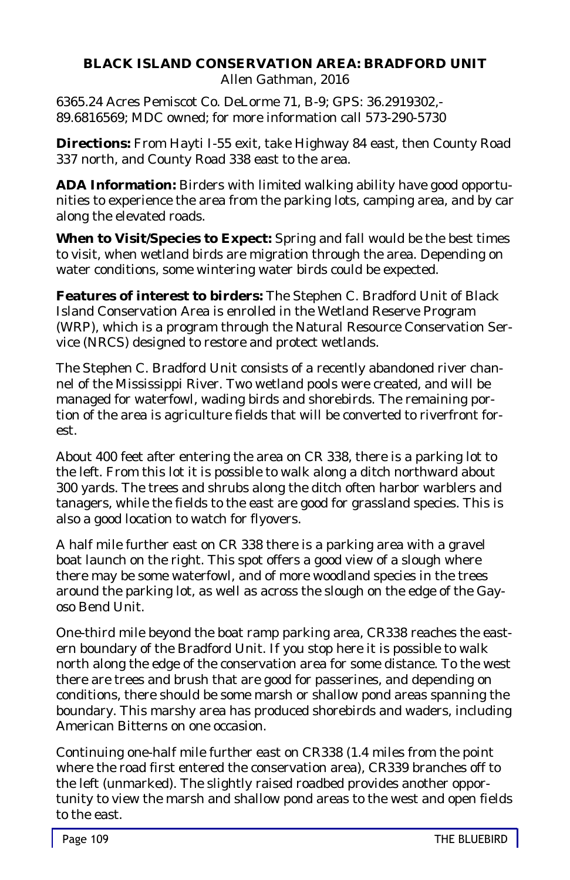## BLACK ISLAND CONSERVATION AREA: BRADFORD UNIT

Allen Gathman, 2016

6365.24 Acres Pemiscot Co. DeLorme 71, B-9; GPS: 36.2919302,-89.6816569; MDC owned; for more information call 573-290-5730

**Directions:** From Hayti I-55 exit, take Highway 84 east, then County Road 337 north, and County Road 338 east to the area.

**ADA Information:** Birders with limited walking ability have good opportunities to experience the area from the parking lots, camping area, and by car along the elevated roads.

**When to Visit/Species to Expect:** Spring and fall would be the best times to visit, when wetland birds are migration through the area. Depending on water conditions, some wintering water birds could be expected.

**Features of interest to birders:** The Stephen C. Bradford Unit of Black Island Conservation Area is enrolled in the Wetland Reserve Program (WRP), which is a program through the Natural Resource Conservation Service (NRCS) designed to restore and protect wetlands.

The Stephen C. Bradford Unit consists of a recently abandoned river channel of the Mississippi River. Two wetland pools were created, and will be managed for waterfowl, wading birds and shorebirds. The remaining portion of the area is agriculture fields that will be converted to riverfront forest.

About 400 feet after entering the area on CR 338, there is a parking lot to the left. From this lot it is possible to walk along a ditch northward about 300 yards. The trees and shrubs along the ditch often harbor warblers and tanagers, while the fields to the east are good for grassland species. This is also a good location to watch for flyovers.

A half mile further east on CR 338 there is a parking area with a gravel boat launch on the right. This spot offers a good view of a slough where there may be some waterfowl, and of more woodland species in the trees around the parking lot, as well as across the slough on the edge of the Gayoso Bend Unit.

One-third mile beyond the boat ramp parking area, CR338 reaches the eastern boundary of the Bradford Unit. If you stop here it is possible to walk north along the edge of the conservation area for some distance. To the west there are trees and brush that are good for passerines, and depending on conditions, there should be some marsh or shallow pond areas spanning the boundary. This marshy area has produced shorebirds and waders, including American Bitterns on one occasion.

Continuing one-half mile further east on CR338 (1.4 miles from the point where the road first entered the conservation area), CR339 branches off to the left (unmarked). The slightly raised roadbed provides another opportunity to view the marsh and shallow pond areas to the west and open fields to the east.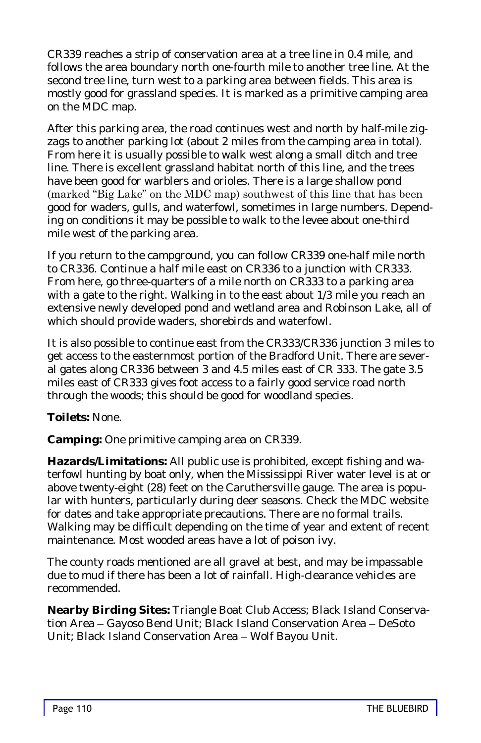CR339 reaches a strip of conservation area at a tree line in 0.4 mile, and follows the area boundary north one-fourth mile to another tree line. At the second tree line, turn west to a parking area between fields. This area is mostly good for grassland species. It is marked as a primitive camping area on the MDC map.

After this parking area, the road continues west and north by half-mile zig-zags to another parking lot (about 2 miles from the camping area in total). From here it is usually possible to walk west along a small ditch and tree line. There is excellent grassland habitat north of this line, and the trees have been good for warblers and orioles. There is a large shallow pond (marked "Big Lake" on the MDC map) southwest of this line that has been good for waders, gulls, and waterfowl, sometimes in large numbers. Depending on conditions it may be possible to walk to the levee about one-third mile west of the parking area.

If you return to the campground, you can follow CR339 one-half mile north to CR336. Continue a half mile east on CR336 to a junction with CR333. From here, go three-quarters of a mile north on CR333 to a parking area with a gate to the right. Walking in to the east about 1/3 mile you reach an extensive newly developed pond and wetland area and Robinson Lake, all of which should provide waders, shorebirds and waterfowl.

It is also possible to continue east from the CR333/CR336 junction 3 miles to get access to the easternmost portion of the Bradford Unit. There are several gates along CR336 between 3 and 4.5 miles east of CR 333. The gate 3.5 miles east of CR333 gives foot access to a fairly good service road north through the woods; this should be good for woodland species.

**Toilets:** None.

**Camping:** One primitive camping area on CR339.

**Hazards/Limitations:** All public use is prohibited, except fishing and waterfowl hunting by boat only, when the Mississippi River water level is at or above twenty-eight (28) feet on the Caruthersville gauge. The area is popular with hunters, particularly during deer seasons. Check the MDC website for dates and take appropriate precautions. There are no formal trails. Walking may be difficult depending on the time of year and extent of recent maintenance. Most wooded areas have a lot of poison ivy.

The county roads mentioned are all gravel at best, and may be impassable due to mud if there has been a lot of rainfall. High-clearance vehicles are recommended.

**Nearby Birding Sites:** Triangle Boat Club Access; Black Island Conservation Area – Gayoso Bend Unit; Black Island Conservation Area – DeSoto Unit; Black Island Conservation Area – Wolf Bayou Unit.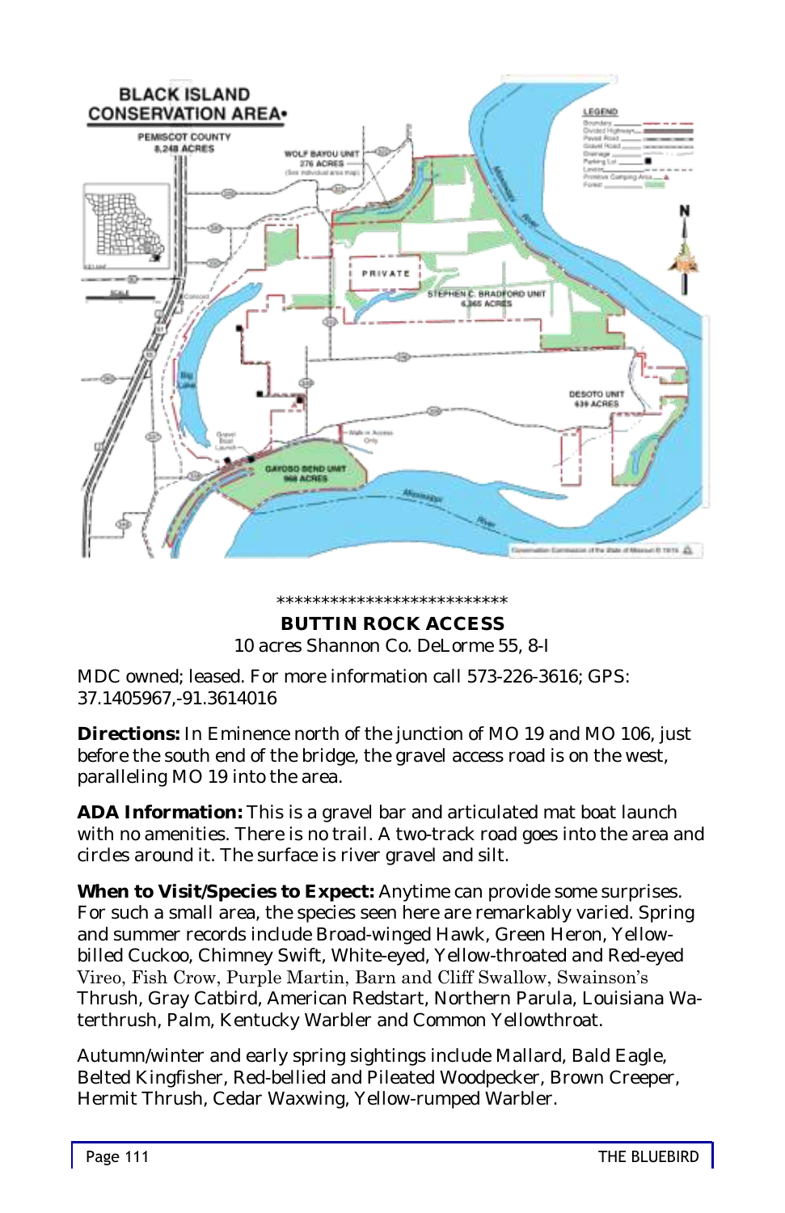**************************

**BUTTIN ROCK ACCESS**

10 acres Shannon Co. DeLorme 55, 8-I

MDC owned; leased. For more information call 573-226-3616; GPS: 37.1405967,-91.3614016

**Directions:** In Eminence north of the junction of MO 19 and MO 106, just before the south end of the bridge, the gravel access road is on the west, paralleling MO 19 into the area.

**ADA Information:** This is a gravel bar and articulated mat boat launch with no amenities. There is no trail. A two-track road goes into the area and circles around it. The surface is river gravel and silt.

**When to Visit/Species to Expect:** Anytime can provide some surprises. For such a small area, the species seen here are remarkably varied. Spring and summer records include Broad-winged Hawk, Green Heron, Yellow-billed Cuckoo, Chimney Swift, White-eyed, Yellow-throated and Red-eyed Vireo, Fish Crow, Purple Martin, Barn and Cliff Swallow, Swainson's Thrush, Gray Catbird, American Redstart, Northern Parula, Louisiana Waterthrush, Palm, Kentucky Warbler and Common Yellowthroat.

Autumn/winter and early spring sightings include Mallard, Bald Eagle, Belted Kingfisher, Red-bellied and Pileated Woodpecker, Brown Creeper, Hermit Thrush, Cedar Waxwing, Yellow-rumped Warbler.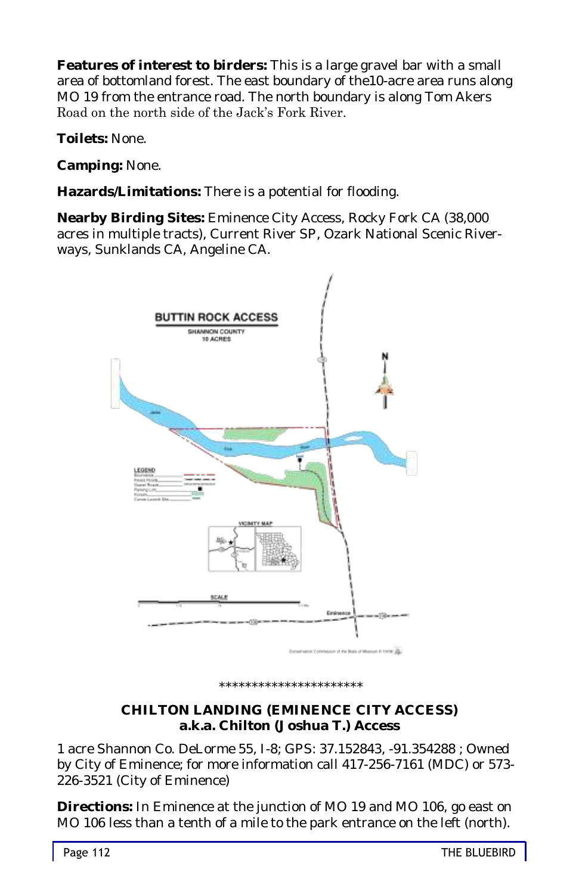**Features of interest to birders:** This is a large gravel bar with a small area of bottomland forest. The east boundary of the10-acre area runs along MO 19 from the entrance road. The north boundary is along Tom Akers Road on the north side of the Jack's Fork River.

**Toilets:** None.

**Camping:** None.

**Hazards/Limitations:** There is a potential for flooding.

**Nearby Birding Sites:** Eminence City Access, Rocky Fork CA (38,000 acres in multiple tracts), Current River SP, Ozark National Scenic Riverways, Sunklands CA, Angeline CA.

**********************

### CHILTON LANDING (EMINENCE CITY ACCESS)
### a.k.a. Chilton (Joshua T.) Access

1 acre Shannon Co. DeLorme 55, I-8; GPS: 37.152843, -91.354288 ; Owned by City of Eminence; for more information call 417-256-7161 (MDC) or 573-226-3521 (City of Eminence)

**Directions:** In Eminence at the junction of MO 19 and MO 106, go east on MO 106 less than a tenth of a mile to the park entrance on the left (north).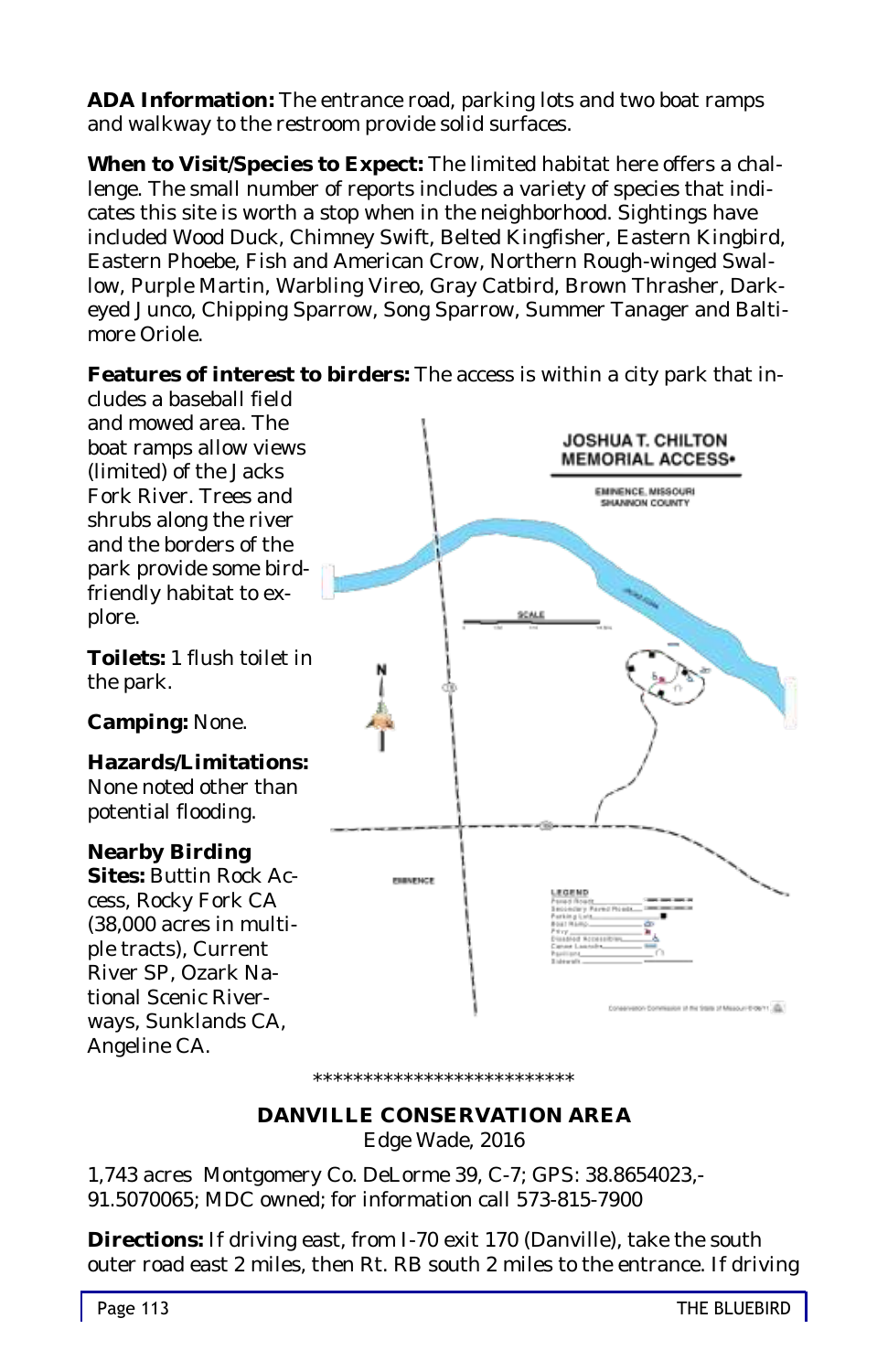**ADA Information:** The entrance road, parking lots and two boat ramps and walkway to the restroom provide solid surfaces.

**When to Visit/Species to Expect:** The limited habitat here offers a challenge. The small number of reports includes a variety of species that indicates this site is worth a stop when in the neighborhood. Sightings have included Wood Duck, Chimney Swift, Belted Kingfisher, Eastern Kingbird, Eastern Phoebe, Fish and American Crow, Northern Rough-winged Swallow, Purple Martin, Warbling Vireo, Gray Catbird, Brown Thrasher, Dark-eyed Junco, Chipping Sparrow, Song Sparrow, Summer Tanager and Baltimore Oriole.

**Features of interest to birders:** The access is within a city park that includes a baseball field and mowed area. The boat ramps allow views (limited) of the Jacks Fork River. Trees and shrubs along the river and the borders of the park provide some bird-friendly habitat to explore.

**Toilets:** 1 flush toilet in the park.

**Camping:** None.

**Hazards/Limitations:** None noted other than potential flooding.

**Nearby Birding Sites:** Buttin Rock Access, Rocky Fork CA (38,000 acres in multiple tracts), Current River SP, Ozark National Scenic Riverways, Sunklands CA, Angeline CA.

**************************

## DANVILLE CONSERVATION AREA

Edge Wade, 2016

1,743 acres Montgomery Co. DeLorme 39, C-7; GPS: 38.8654023,-91.5070065; MDC owned; for information call 573-815-7900

**Directions:** If driving east, from I-70 exit 170 (Danville), take the south outer road east 2 miles, then Rt. RB south 2 miles to the entrance. If driving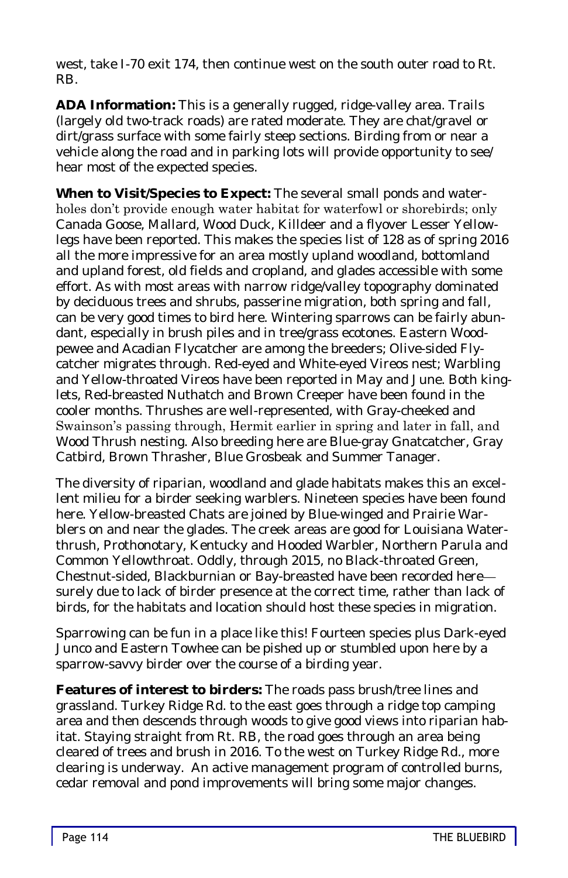west, take I-70 exit 174, then continue west on the south outer road to Rt. RB.

**ADA Information:** This is a generally rugged, ridge-valley area. Trails (largely old two-track roads) are rated moderate. They are chat/gravel or dirt/grass surface with some fairly steep sections. Birding from or near a vehicle along the road and in parking lots will provide opportunity to see/hear most of the expected species.

**When to Visit/Species to Expect:** The several small ponds and waterholes don't provide enough water habitat for waterfowl or shorebirds; only Canada Goose, Mallard, Wood Duck, Killdeer and a flyover Lesser Yellowlegs have been reported. This makes the species list of 128 as of spring 2016 all the more impressive for an area mostly upland woodland, bottomland and upland forest, old fields and cropland, and glades accessible with some effort. As with most areas with narrow ridge/valley topography dominated by deciduous trees and shrubs, passerine migration, both spring and fall, can be very good times to bird here. Wintering sparrows can be fairly abundant, especially in brush piles and in tree/grass ecotones. Eastern Wood-pewee and Acadian Flycatcher are among the breeders; Olive-sided Flycatcher migrates through. Red-eyed and White-eyed Vireos nest; Warbling and Yellow-throated Vireos have been reported in May and June. Both kinglets, Red-breasted Nuthatch and Brown Creeper have been found in the cooler months. Thrushes are well-represented, with Gray-cheeked and Swainson's passing through, Hermit earlier in spring and later in fall, and Wood Thrush nesting. Also breeding here are Blue-gray Gnatcatcher, Gray Catbird, Brown Thrasher, Blue Grosbeak and Summer Tanager.

The diversity of riparian, woodland and glade habitats makes this an excellent milieu for a birder seeking warblers. Nineteen species have been found here. Yellow-breasted Chats are joined by Blue-winged and Prairie Warblers on and near the glades. The creek areas are good for Louisiana Waterthrush, Prothonotary, Kentucky and Hooded Warbler, Northern Parula and Common Yellowthroat. Oddly, through 2015, no Black-throated Green, Chestnut-sided, Blackburnian or Bay-breasted have been recorded here—surely due to lack of birder presence at the correct time, rather than lack of birds, for the habitats and location should host these species in migration.

Sparrowing can be fun in a place like this! Fourteen species plus Dark-eyed Junco and Eastern Towhee can be pished up or stumbled upon here by a sparrow-savvy birder over the course of a birding year.

**Features of interest to birders:** The roads pass brush/tree lines and grassland. Turkey Ridge Rd. to the east goes through a ridge top camping area and then descends through woods to give good views into riparian habitat. Staying straight from Rt. RB, the road goes through an area being cleared of trees and brush in 2016. To the west on Turkey Ridge Rd., more clearing is underway. An active management program of controlled burns, cedar removal and pond improvements will bring some major changes.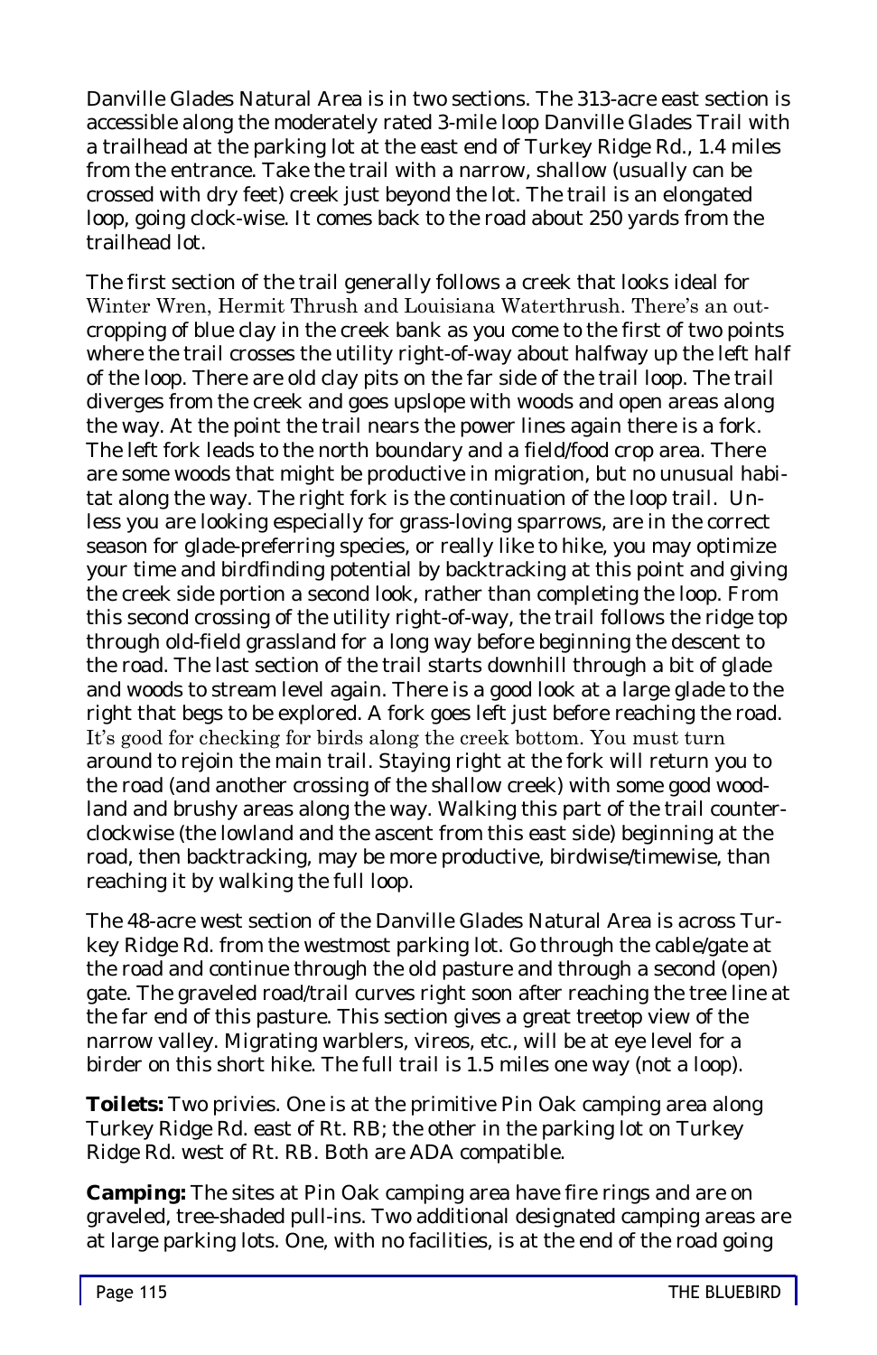Danville Glades Natural Area is in two sections. The 313-acre east section is accessible along the moderately rated 3-mile loop Danville Glades Trail with a trailhead at the parking lot at the east end of Turkey Ridge Rd., 1.4 miles from the entrance. Take the trail with a narrow, shallow (usually can be crossed with dry feet) creek just beyond the lot. The trail is an elongated loop, going clock-wise. It comes back to the road about 250 yards from the trailhead lot.

The first section of the trail generally follows a creek that looks ideal for Winter Wren, Hermit Thrush and Louisiana Waterthrush. There's an outcropping of blue clay in the creek bank as you come to the first of two points where the trail crosses the utility right-of-way about halfway up the left half of the loop. There are old clay pits on the far side of the trail loop. The trail diverges from the creek and goes upslope with woods and open areas along the way. At the point the trail nears the power lines again there is a fork. The left fork leads to the north boundary and a field/food crop area. There are some woods that might be productive in migration, but no unusual habitat along the way. The right fork is the continuation of the loop trail. Unless you are looking especially for grass-loving sparrows, are in the correct season for glade-preferring species, or really like to hike, you may optimize your time and birdfinding potential by backtracking at this point and giving the creek side portion a second look, rather than completing the loop. From this second crossing of the utility right-of-way, the trail follows the ridge top through old-field grassland for a long way before beginning the descent to the road. The last section of the trail starts downhill through a bit of glade and woods to stream level again. There is a good look at a large glade to the right that begs to be explored. A fork goes left just before reaching the road. It's good for checking for birds along the creek bottom. You must turn around to rejoin the main trail. Staying right at the fork will return you to the road (and another crossing of the shallow creek) with some good woodland and brushy areas along the way. Walking this part of the trail counterclockwise (the lowland and the ascent from this east side) beginning at the road, then backtracking, may be more productive, birdwise/timewise, than reaching it by walking the full loop.

The 48-acre west section of the Danville Glades Natural Area is across Turkey Ridge Rd. from the westmost parking lot. Go through the cable/gate at the road and continue through the old pasture and through a second (open) gate. The graveled road/trail curves right soon after reaching the tree line at the far end of this pasture. This section gives a great treetop view of the narrow valley. Migrating warblers, vireos, etc., will be at eye level for a birder on this short hike. The full trail is 1.5 miles one way (not a loop).

**Toilets:** Two privies. One is at the primitive Pin Oak camping area along Turkey Ridge Rd. east of Rt. RB; the other in the parking lot on Turkey Ridge Rd. west of Rt. RB. Both are ADA compatible.

**Camping:** The sites at Pin Oak camping area have fire rings and are on graveled, tree-shaded pull-ins. Two additional designated camping areas are at large parking lots. One, with no facilities, is at the end of the road going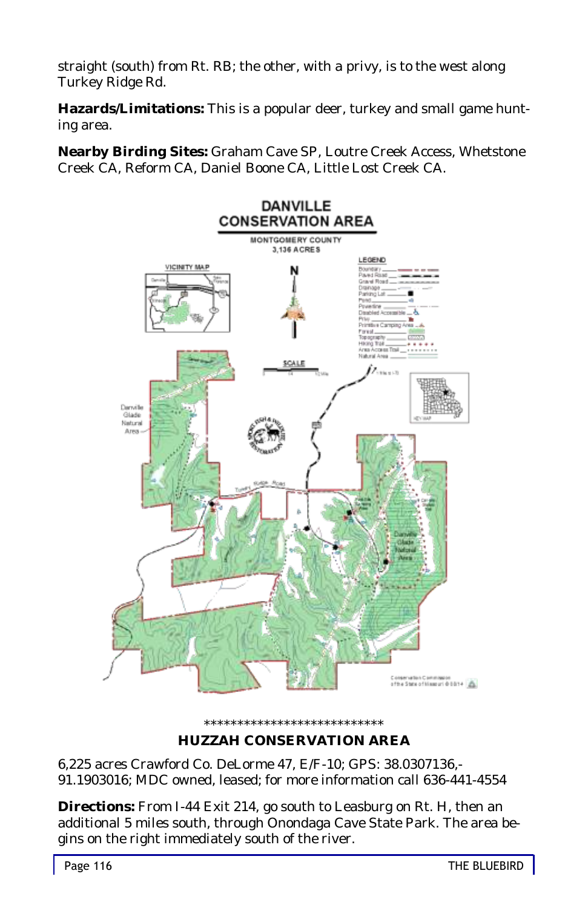straight (south) from Rt. RB; the other, with a privy, is to the west along Turkey Ridge Rd.

**Hazards/Limitations:** This is a popular deer, turkey and small game hunting area.

**Nearby Birding Sites:** Graham Cave SP, Loutre Creek Access, Whetstone Creek CA, Reform CA, Daniel Boone CA, Little Lost Creek CA.

\*\*\*\*\*\*\*\*\*\*\*\*\*\*\*\*\*\*\*\*\*\*\*\*\*\*\*\*

## HUZZAH CONSERVATION AREA

6,225 acres Crawford Co. DeLorme 47, E/F-10; GPS: 38.0307136,-91.1903016; MDC owned, leased; for more information call 636-441-4554

**Directions:** From I-44 Exit 214, go south to Leasburg on Rt. H, then an additional 5 miles south, through Onondaga Cave State Park. The area begins on the right immediately south of the river.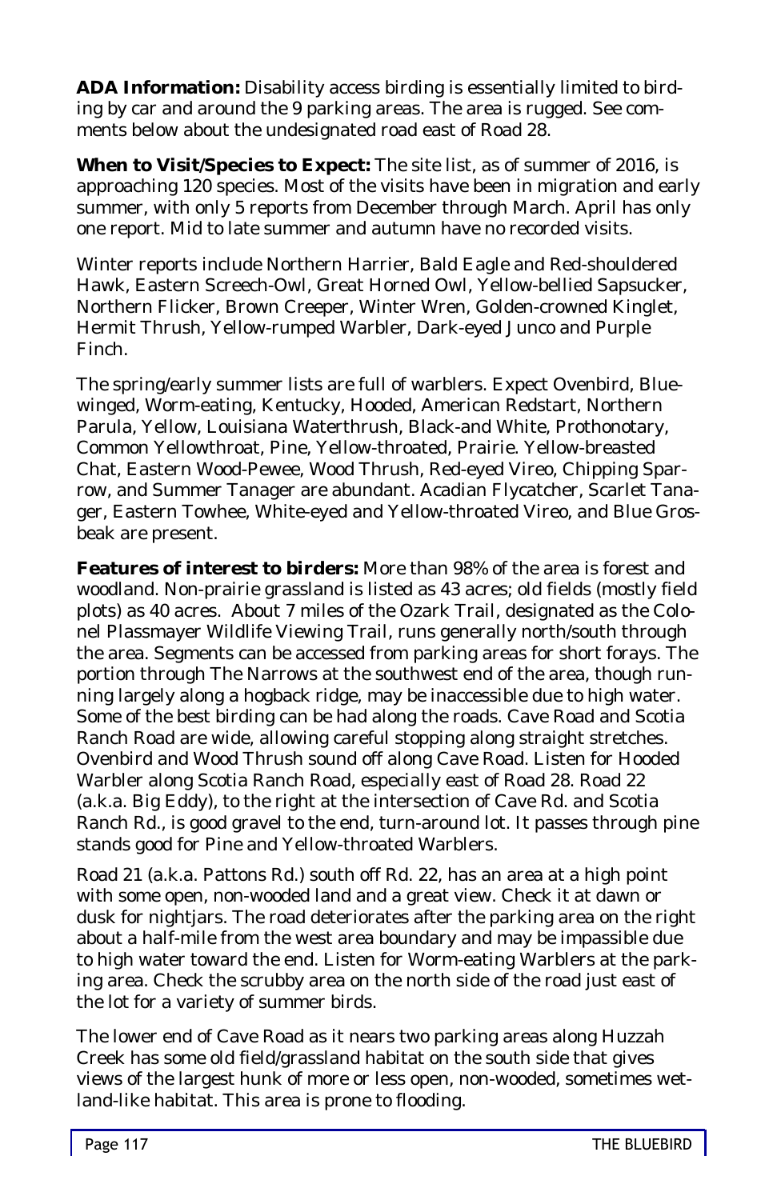**ADA Information:** Disability access birding is essentially limited to birding by car and around the 9 parking areas. The area is rugged. See comments below about the undesignated road east of Road 28.

**When to Visit/Species to Expect:** The site list, as of summer of 2016, is approaching 120 species. Most of the visits have been in migration and early summer, with only 5 reports from December through March. April has only one report. Mid to late summer and autumn have no recorded visits.

Winter reports include Northern Harrier, Bald Eagle and Red-shouldered Hawk, Eastern Screech-Owl, Great Horned Owl, Yellow-bellied Sapsucker, Northern Flicker, Brown Creeper, Winter Wren, Golden-crowned Kinglet, Hermit Thrush, Yellow-rumped Warbler, Dark-eyed Junco and Purple Finch.

The spring/early summer lists are full of warblers. Expect Ovenbird, Blue-winged, Worm-eating, Kentucky, Hooded, American Redstart, Northern Parula, Yellow, Louisiana Waterthrush, Black-and White, Prothonotary, Common Yellowthroat, Pine, Yellow-throated, Prairie. Yellow-breasted Chat, Eastern Wood-Pewee, Wood Thrush, Red-eyed Vireo, Chipping Sparrow, and Summer Tanager are abundant. Acadian Flycatcher, Scarlet Tanager, Eastern Towhee, White-eyed and Yellow-throated Vireo, and Blue Grosbeak are present.

**Features of interest to birders:** More than 98% of the area is forest and woodland. Non-prairie grassland is listed as 43 acres; old fields (mostly field plots) as 40 acres. About 7 miles of the Ozark Trail, designated as the Colonel Plassmayer Wildlife Viewing Trail, runs generally north/south through the area. Segments can be accessed from parking areas for short forays. The portion through The Narrows at the southwest end of the area, though running largely along a hogback ridge, may be inaccessible due to high water. Some of the best birding can be had along the roads. Cave Road and Scotia Ranch Road are wide, allowing careful stopping along straight stretches. Ovenbird and Wood Thrush sound off along Cave Road. Listen for Hooded Warbler along Scotia Ranch Road, especially east of Road 28. Road 22 (a.k.a. Big Eddy), to the right at the intersection of Cave Rd. and Scotia Ranch Rd., is good gravel to the end, turn-around lot. It passes through pine stands good for Pine and Yellow-throated Warblers.

Road 21 (a.k.a. Pattons Rd.) south off Rd. 22, has an area at a high point with some open, non-wooded land and a great view. Check it at dawn or dusk for nightjars. The road deteriorates after the parking area on the right about a half-mile from the west area boundary and may be impassible due to high water toward the end. Listen for Worm-eating Warblers at the parking area. Check the scrubby area on the north side of the road just east of the lot for a variety of summer birds.

The lower end of Cave Road as it nears two parking areas along Huzzah Creek has some old field/grassland habitat on the south side that gives views of the largest hunk of more or less open, non-wooded, sometimes wetland-like habitat. This area is prone to flooding.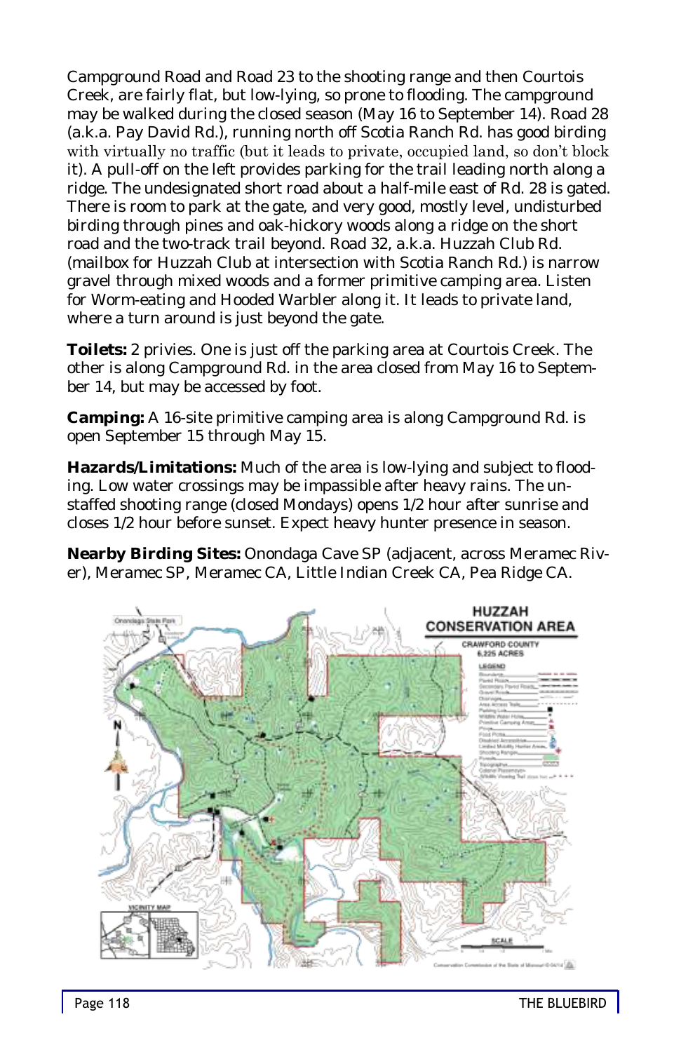Campground Road and Road 23 to the shooting range and then Courtois Creek, are fairly flat, but low-lying, so prone to flooding. The campground may be walked during the closed season (May 16 to September 14). Road 28 (a.k.a. Pay David Rd.), running north off Scotia Ranch Rd. has good birding with virtually no traffic (but it leads to private, occupied land, so don't block it). A pull-off on the left provides parking for the trail leading north along a ridge. The undesignated short road about a half-mile east of Rd. 28 is gated. There is room to park at the gate, and very good, mostly level, undisturbed birding through pines and oak-hickory woods along a ridge on the short road and the two-track trail beyond. Road 32, a.k.a. Huzzah Club Rd. (mailbox for Huzzah Club at intersection with Scotia Ranch Rd.) is narrow gravel through mixed woods and a former primitive camping area. Listen for Worm-eating and Hooded Warbler along it. It leads to private land, where a turn around is just beyond the gate.

**Toilets:** 2 privies. One is just off the parking area at Courtois Creek. The other is along Campground Rd. in the area closed from May 16 to September 14, but may be accessed by foot.

**Camping:** A 16-site primitive camping area is along Campground Rd. is open September 15 through May 15.

**Hazards/Limitations:** Much of the area is low-lying and subject to flooding. Low water crossings may be impassible after heavy rains. The unstaffed shooting range (closed Mondays) opens 1/2 hour after sunrise and closes 1/2 hour before sunset. Expect heavy hunter presence in season.

**Nearby Birding Sites:** Onondaga Cave SP (adjacent, across Meramec River), Meramec SP, Meramec CA, Little Indian Creek CA, Pea Ridge CA.

**HUZZAH CONSERVATION AREA**

CRAWFORD COUNTY

6,225 ACRES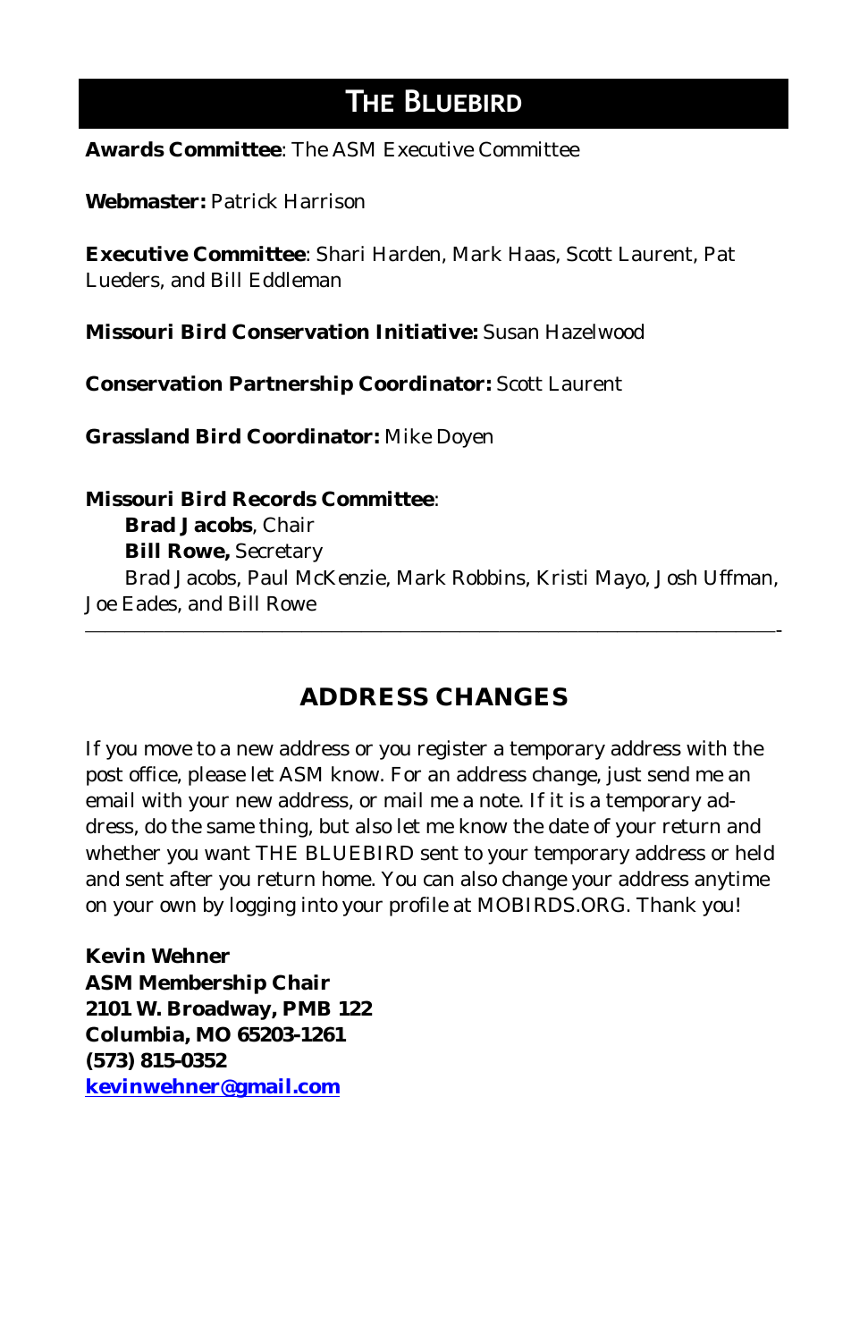**Awards Committee**: The ASM Executive Committee

**Webmaster:** Patrick Harrison

**Executive Committee**: Shari Harden, Mark Haas, Scott Laurent, Pat Lueders, and Bill Eddleman

**Missouri Bird Conservation Initiative:** Susan Hazelwood

**Conservation Partnership Coordinator:** Scott Laurent

**Grassland Bird Coordinator:** Mike Doyen

**Missouri Bird Records Committee**:
**Brad Jacobs**, Chair
**Bill Rowe,** Secretary
Brad Jacobs, Paul McKenzie, Mark Robbins, Kristi Mayo, Josh Uffman, Joe Eades, and Bill Rowe

---

## ADDRESS CHANGES

If you move to a new address or you register a temporary address with the post office, please let ASM know. For an address change, just send me an email with your new address, or mail me a note. If it is a temporary address, do the same thing, but also let me know the date of your return and whether you want THE BLUEBIRD sent to your temporary address or held and sent after you return home. You can also change your address anytime on your own by logging into your profile at MOBIRDS.ORG. Thank you!

**Kevin Wehner**
**ASM Membership Chair**
**2101 W. Broadway, PMB 122**
**Columbia, MO 65203-1261**
**(573) 815-0352**
**kevinwehner@gmail.com**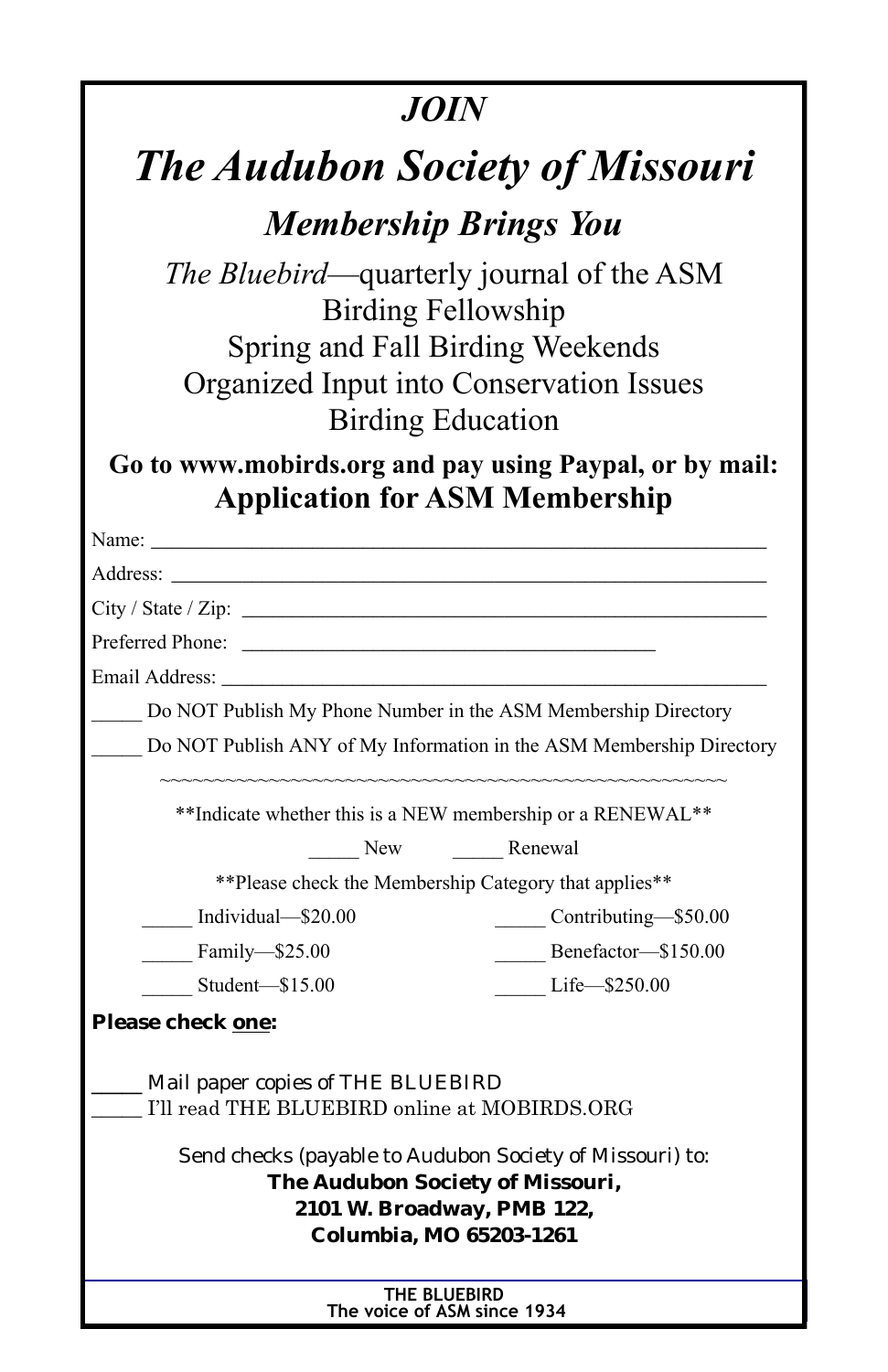### *JOIN*

# *The Audubon Society of Missouri*

## *Membership Brings You*

*The Bluebird*—quarterly journal of the ASM
Birding Fellowship
Spring and Fall Birding Weekends
Organized Input into Conservation Issues
Birding Education

**Go to www.mobirds.org and pay using Paypal, or by mail:**

## Application for ASM Membership

Name: ______________________________________________________________

Address: ____________________________________________________________

City / State / Zip: ____________________________________________________

Preferred Phone: _________________________________________

Email Address: _______________________________________________________

_____ Do NOT Publish My Phone Number in the ASM Membership Directory

_____ Do NOT Publish ANY of My Information in the ASM Membership Directory

~~~~~~~~~~~~~~~~~~~~~~~~~~~~~~~~~~~~~~~~~~~~~~~~~~~~~~~~

**Indicate whether this is a NEW membership or a RENEWAL**

_____ New  _____ Renewal

**Please check the Membership Category that applies**

_____ Individual—$20.00  _____ Contributing—$50.00

_____ Family—$25.00  _____ Benefactor—$150.00

_____ Student—$15.00  _____ Life—$250.00

**Please check <u>one</u>:**

_____ Mail paper copies of THE BLUEBIRD

_____ I'll read THE BLUEBIRD online at MOBIRDS.ORG

Send checks (payable to Audubon Society of Missouri) to:
**The Audubon Society of Missouri,**
**2101 W. Broadway, PMB 122,**
**Columbia, MO 65203-1261**

**THE BLUEBIRD**
**The voice of ASM since 1934**